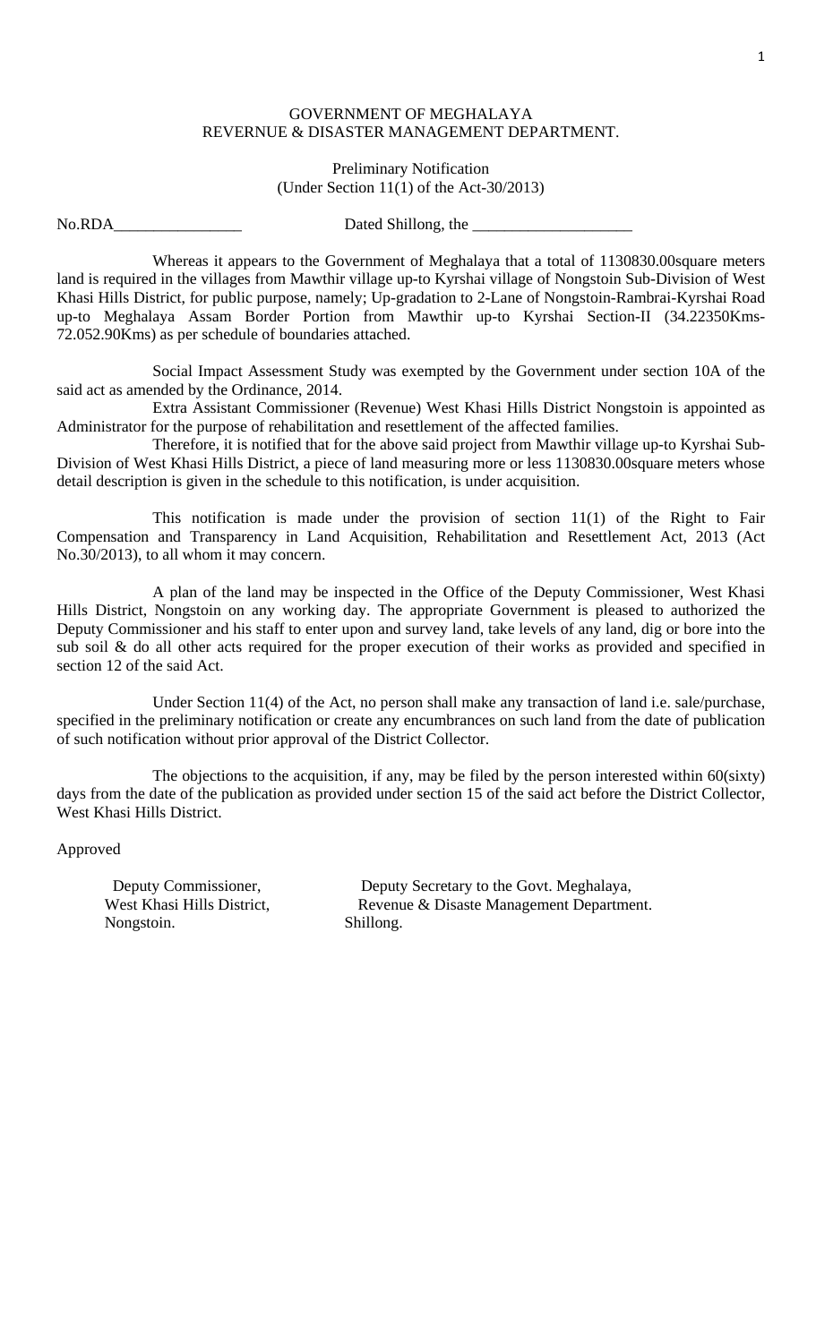GOVERNMENT OF MEGHALAYA
REVERNUE & DISASTER MANAGEMENT DEPARTMENT.

Preliminary Notification
(Under Section 11(1) of the Act-30/2013)

No.RDA________________ Dated Shillong, the ____________________

Whereas it appears to the Government of Meghalaya that a total of 1130830.00square meters land is required in the villages from Mawthir village up-to Kyrshai village of Nongstoin Sub-Division of West Khasi Hills District, for public purpose, namely; Up-gradation to 2-Lane of Nongstoin-Rambrai-Kyrshai Road up-to Meghalaya Assam Border Portion from Mawthir up-to Kyrshai Section-II (34.22350Kms-72.052.90Kms) as per schedule of boundaries attached.

Social Impact Assessment Study was exempted by the Government under section 10A of the said act as amended by the Ordinance, 2014.

Extra Assistant Commissioner (Revenue) West Khasi Hills District Nongstoin is appointed as Administrator for the purpose of rehabilitation and resettlement of the affected families.

Therefore, it is notified that for the above said project from Mawthir village up-to Kyrshai Sub-Division of West Khasi Hills District, a piece of land measuring more or less 1130830.00square meters whose detail description is given in the schedule to this notification, is under acquisition.

This notification is made under the provision of section 11(1) of the Right to Fair Compensation and Transparency in Land Acquisition, Rehabilitation and Resettlement Act, 2013 (Act No.30/2013), to all whom it may concern.

A plan of the land may be inspected in the Office of the Deputy Commissioner, West Khasi Hills District, Nongstoin on any working day. The appropriate Government is pleased to authorized the Deputy Commissioner and his staff to enter upon and survey land, take levels of any land, dig or bore into the sub soil & do all other acts required for the proper execution of their works as provided and specified in section 12 of the said Act.

Under Section 11(4) of the Act, no person shall make any transaction of land i.e. sale/purchase, specified in the preliminary notification or create any encumbrances on such land from the date of publication of such notification without prior approval of the District Collector.

The objections to the acquisition, if any, may be filed by the person interested within 60(sixty) days from the date of the publication as provided under section 15 of the said act before the District Collector, West Khasi Hills District.

Approved

Deputy Commissioner,
West Khasi Hills District,
Nongstoin.

Deputy Secretary to the Govt. Meghalaya,
Revenue & Disaste Management Department.
Shillong.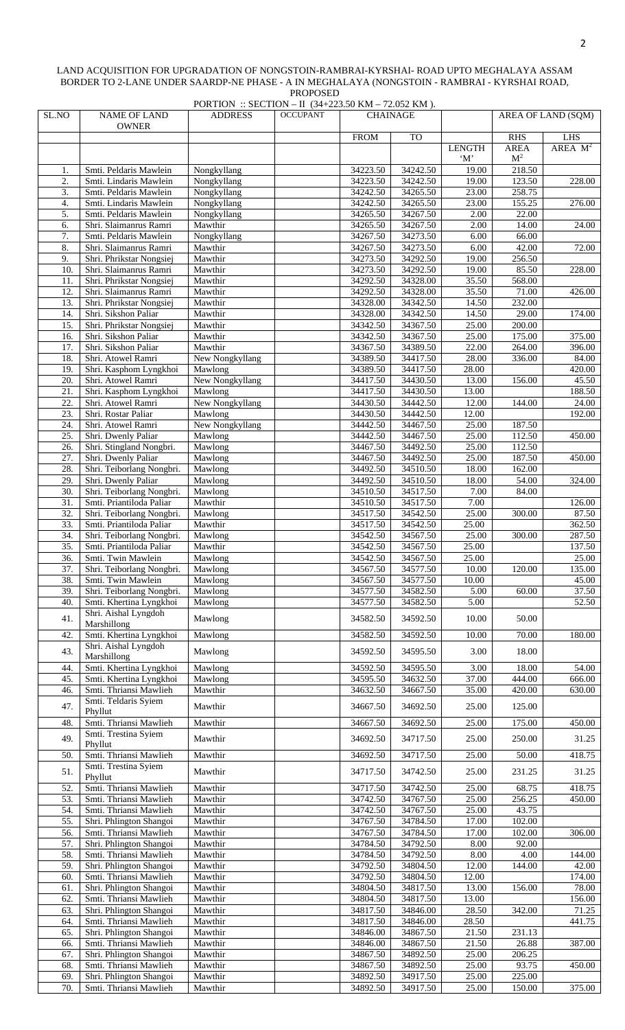LAND ACQUISITION FOR UPGRADATION OF NONGSTOIN-RAMBRAI-KYRSHAI- ROAD UPTO MEGHALAYA ASSAM BORDER TO 2-LANE UNDER SAARDP-NE PHASE - A IN MEGHALAYA (NONGSTOIN - RAMBRAI - KYRSHAI ROAD, PROPOSED

PORTION :: SECTION – II (34+223.50 KM – 72.052 KM ).

| SL.NO | NAME OF LAND OWNER | ADDRESS | OCCUPANT | CHAINAGE | | | AREA OF LAND (SQM) | |
|---|---|---|---|---|---|---|---|---|
| | | | | FROM | TO | LENGTH 'M' | RHS AREA $M^2$ | LHS AREA $M^2$ |
| 1. | Smti. Peldaris Mawlein | Nongkyllang | | 34223.50 | 34242.50 | 19.00 | 218.50 | |
| 2. | Smti. Lindaris Mawlein | Nongkyllang | | 34223.50 | 34242.50 | 19.00 | 123.50 | 228.00 |
| 3. | Smti. Peldaris Mawlein | Nongkyllang | | 34242.50 | 34265.50 | 23.00 | 258.75 | |
| 4. | Smti. Lindaris Mawlein | Nongkyllang | | 34242.50 | 34265.50 | 23.00 | 155.25 | 276.00 |
| 5. | Smti. Peldaris Mawlein | Nongkyllang | | 34265.50 | 34267.50 | 2.00 | 22.00 | |
| 6. | Shri. Slaimanrus Ramri | Mawthir | | 34265.50 | 34267.50 | 2.00 | 14.00 | 24.00 |
| 7. | Smti. Peldaris Mawlein | Nongkyllang | | 34267.50 | 34273.50 | 6.00 | 66.00 | |
| 8. | Shri. Slaimanrus Ramri | Mawthir | | 34267.50 | 34273.50 | 6.00 | 42.00 | 72.00 |
| 9. | Shri. Phrikstar Nongsiej | Mawthir | | 34273.50 | 34292.50 | 19.00 | 256.50 | |
| 10. | Shri. Slaimanrus Ramri | Mawthir | | 34273.50 | 34292.50 | 19.00 | 85.50 | 228.00 |
| 11. | Shri. Phrikstar Nongsiej | Mawthir | | 34292.50 | 34328.00 | 35.50 | 568.00 | |
| 12. | Shri. Slaimanrus Ramri | Mawthir | | 34292.50 | 34328.00 | 35.50 | 71.00 | 426.00 |
| 13. | Shri. Phrikstar Nongsiej | Mawthir | | 34328.00 | 34342.50 | 14.50 | 232.00 | |
| 14. | Shri. Sikshon Paliar | Mawthir | | 34328.00 | 34342.50 | 14.50 | 29.00 | 174.00 |
| 15. | Shri. Phrikstar Nongsiej | Mawthir | | 34342.50 | 34367.50 | 25.00 | 200.00 | |
| 16. | Shri. Sikshon Paliar | Mawthir | | 34342.50 | 34367.50 | 25.00 | 175.00 | 375.00 |
| 17. | Shri. Sikshon Paliar | Mawthir | | 34367.50 | 34389.50 | 22.00 | 264.00 | 396.00 |
| 18. | Shri. Atowel Ramri | New Nongkyllang | | 34389.50 | 34417.50 | 28.00 | 336.00 | 84.00 |
| 19. | Shri. Kasphom Lyngkhoi | Mawlong | | 34389.50 | 34417.50 | 28.00 | | 420.00 |
| 20. | Shri. Atowel Ramri | New Nongkyllang | | 34417.50 | 34430.50 | 13.00 | 156.00 | 45.50 |
| 21. | Shri. Kasphom Lyngkhoi | Mawlong | | 34417.50 | 34430.50 | 13.00 | | 188.50 |
| 22. | Shri. Atowel Ramri | New Nongkyllang | | 34430.50 | 34442.50 | 12.00 | 144.00 | 24.00 |
| 23. | Shri. Rostar Paliar | Mawlong | | 34430.50 | 34442.50 | 12.00 | | 192.00 |
| 24. | Shri. Atowel Ramri | New Nongkyllang | | 34442.50 | 34467.50 | 25.00 | 187.50 | |
| 25. | Shri. Dwenly Paliar | Mawlong | | 34442.50 | 34467.50 | 25.00 | 112.50 | 450.00 |
| 26. | Shri. Stingland Nongbri. | Mawlong | | 34467.50 | 34492.50 | 25.00 | 112.50 | |
| 27. | Shri. Dwenly Paliar | Mawlong | | 34467.50 | 34492.50 | 25.00 | 187.50 | 450.00 |
| 28. | Shri. Teiborlang Nongbri. | Mawlong | | 34492.50 | 34510.50 | 18.00 | 162.00 | |
| 29. | Shri. Dwenly Paliar | Mawlong | | 34492.50 | 34510.50 | 18.00 | 54.00 | 324.00 |
| 30. | Shri. Teiborlang Nongbri. | Mawlong | | 34510.50 | 34517.50 | 7.00 | 84.00 | |
| 31. | Smti. Priantiloda Paliar | Mawthir | | 34510.50 | 34517.50 | 7.00 | | 126.00 |
| 32. | Shri. Teiborlang Nongbri. | Mawlong | | 34517.50 | 34542.50 | 25.00 | 300.00 | 87.50 |
| 33. | Smti. Priantiloda Paliar | Mawthir | | 34517.50 | 34542.50 | 25.00 | | 362.50 |
| 34. | Shri. Teiborlang Nongbri. | Mawlong | | 34542.50 | 34567.50 | 25.00 | 300.00 | 287.50 |
| 35. | Smti. Priantiloda Paliar | Mawthir | | 34542.50 | 34567.50 | 25.00 | | 137.50 |
| 36. | Smti. Twin Mawlein | Mawlong | | 34542.50 | 34567.50 | 25.00 | | 25.00 |
| 37. | Shri. Teiborlang Nongbri. | Mawlong | | 34567.50 | 34577.50 | 10.00 | 120.00 | 135.00 |
| 38. | Smti. Twin Mawlein | Mawlong | | 34567.50 | 34577.50 | 10.00 | | 45.00 |
| 39. | Shri. Teiborlang Nongbri. | Mawlong | | 34577.50 | 34582.50 | 5.00 | 60.00 | 37.50 |
| 40. | Smti. Khertina Lyngkhoi | Mawlong | | 34577.50 | 34582.50 | 5.00 | | 52.50 |
| 41. | Shri. Aishal Lyngdoh Marshillong | Mawlong | | 34582.50 | 34592.50 | 10.00 | 50.00 | |
| 42. | Smti. Khertina Lyngkhoi | Mawlong | | 34582.50 | 34592.50 | 10.00 | 70.00 | 180.00 |
| 43. | Shri. Aishal Lyngdoh Marshillong | Mawlong | | 34592.50 | 34595.50 | 3.00 | 18.00 | |
| 44. | Smti. Khertina Lyngkhoi | Mawlong | | 34592.50 | 34595.50 | 3.00 | 18.00 | 54.00 |
| 45. | Smti. Khertina Lyngkhoi | Mawlong | | 34595.50 | 34632.50 | 37.00 | 444.00 | 666.00 |
| 46. | Smti. Thriansi Mawlieh | Mawthir | | 34632.50 | 34667.50 | 35.00 | 420.00 | 630.00 |
| 47. | Smti. Teldaris Syiem Phyllut | Mawthir | | 34667.50 | 34692.50 | 25.00 | 125.00 | |
| 48. | Smti. Thriansi Mawlieh | Mawthir | | 34667.50 | 34692.50 | 25.00 | 175.00 | 450.00 |
| 49. | Smti. Trestina Syiem Phyllut | Mawthir | | 34692.50 | 34717.50 | 25.00 | 250.00 | 31.25 |
| 50. | Smti. Thriansi Mawlieh | Mawthir | | 34692.50 | 34717.50 | 25.00 | 50.00 | 418.75 |
| 51. | Smti. Trestina Syiem Phyllut | Mawthir | | 34717.50 | 34742.50 | 25.00 | 231.25 | 31.25 |
| 52. | Smti. Thriansi Mawlieh | Mawthir | | 34717.50 | 34742.50 | 25.00 | 68.75 | 418.75 |
| 53. | Smti. Thriansi Mawlieh | Mawthir | | 34742.50 | 34767.50 | 25.00 | 256.25 | 450.00 |
| 54. | Smti. Thriansi Mawlieh | Mawthir | | 34742.50 | 34767.50 | 25.00 | 43.75 | |
| 55. | Shri. Phlington Shangoi | Mawthir | | 34767.50 | 34784.50 | 17.00 | 102.00 | |
| 56. | Smti. Thriansi Mawlieh | Mawthir | | 34767.50 | 34784.50 | 17.00 | 102.00 | 306.00 |
| 57. | Shri. Phlington Shangoi | Mawthir | | 34784.50 | 34792.50 | 8.00 | 92.00 | |
| 58. | Smti. Thriansi Mawlieh | Mawthir | | 34784.50 | 34792.50 | 8.00 | 4.00 | 144.00 |
| 59. | Shri. Phlington Shangoi | Mawthir | | 34792.50 | 34804.50 | 12.00 | 144.00 | 42.00 |
| 60. | Smti. Thriansi Mawlieh | Mawthir | | 34792.50 | 34804.50 | 12.00 | | 174.00 |
| 61. | Shri. Phlington Shangoi | Mawthir | | 34804.50 | 34817.50 | 13.00 | 156.00 | 78.00 |
| 62. | Smti. Thriansi Mawlieh | Mawthir | | 34804.50 | 34817.50 | 13.00 | | 156.00 |
| 63. | Shri. Phlington Shangoi | Mawthir | | 34817.50 | 34846.00 | 28.50 | 342.00 | 71.25 |
| 64. | Smti. Thriansi Mawlieh | Mawthir | | 34817.50 | 34846.00 | 28.50 | | 441.75 |
| 65. | Shri. Phlington Shangoi | Mawthir | | 34846.00 | 34867.50 | 21.50 | 231.13 | |
| 66. | Smti. Thriansi Mawlieh | Mawthir | | 34846.00 | 34867.50 | 21.50 | 26.88 | 387.00 |
| 67. | Shri. Phlington Shangoi | Mawthir | | 34867.50 | 34892.50 | 25.00 | 206.25 | |
| 68. | Smti. Thriansi Mawlieh | Mawthir | | 34867.50 | 34892.50 | 25.00 | 93.75 | 450.00 |
| 69. | Shri. Phlington Shangoi | Mawthir | | 34892.50 | 34917.50 | 25.00 | 225.00 | |
| 70. | Smti. Thriansi Mawlieh | Mawthir | | 34892.50 | 34917.50 | 25.00 | 150.00 | 375.00 |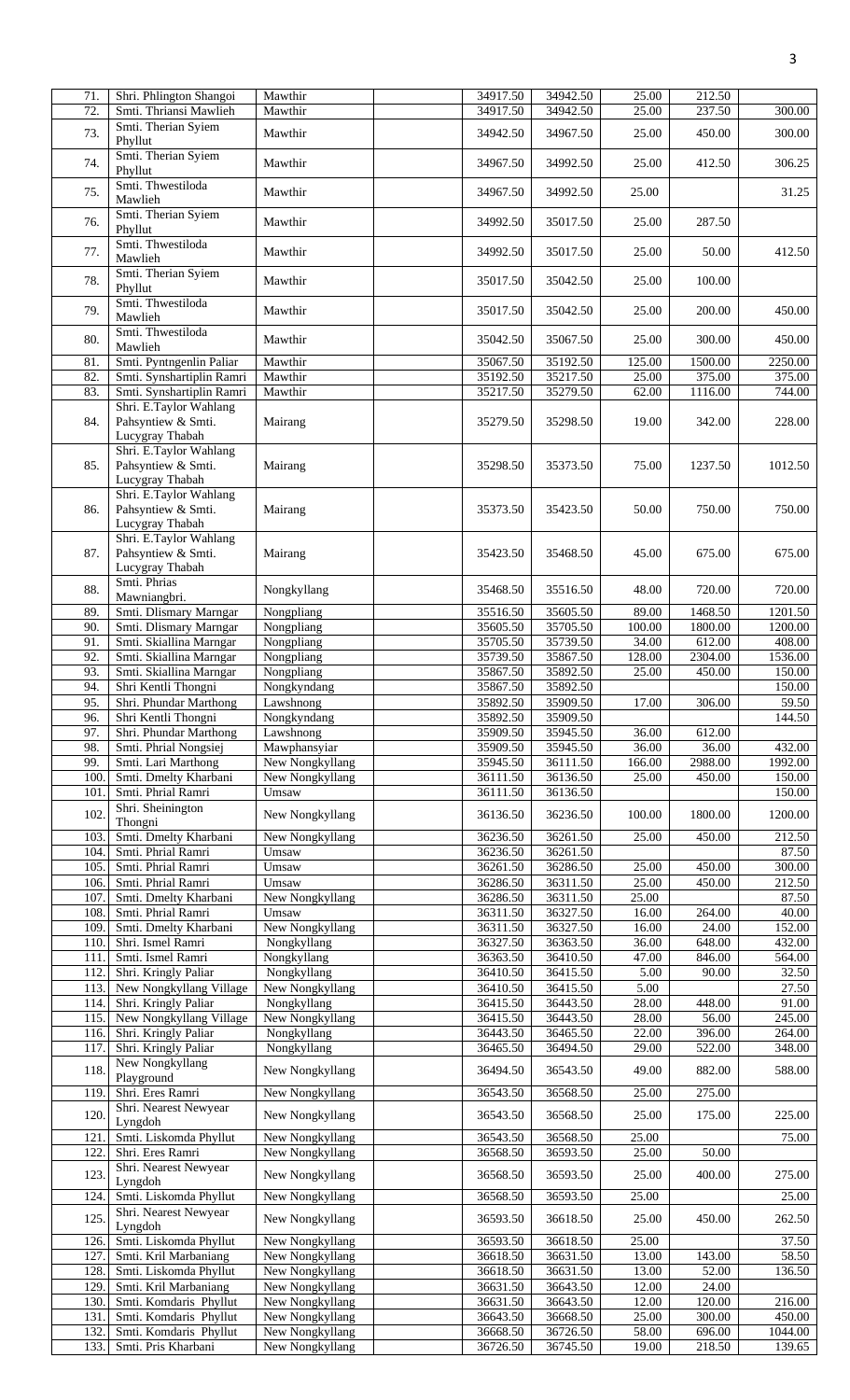| | | | | | | | | |
|---|---|---|---|---|---|---|---|---|
| 71. | Shri. Phlington Shangoi | Mawthir | | 34917.50 | 34942.50 | 25.00 | 212.50 | |
| 72. | Smti. Thriansi Mawlieh | Mawthir | | 34917.50 | 34942.50 | 25.00 | 237.50 | 300.00 |
| 73. | Smti. Therian Syiem Phyllut | Mawthir | | 34942.50 | 34967.50 | 25.00 | 450.00 | 300.00 |
| 74. | Smti. Therian Syiem Phyllut | Mawthir | | 34967.50 | 34992.50 | 25.00 | 412.50 | 306.25 |
| 75. | Smti. Thwestiloda Mawlieh | Mawthir | | 34967.50 | 34992.50 | 25.00 | | 31.25 |
| 76. | Smti. Therian Syiem Phyllut | Mawthir | | 34992.50 | 35017.50 | 25.00 | 287.50 | |
| 77. | Smti. Thwestiloda Mawlieh | Mawthir | | 34992.50 | 35017.50 | 25.00 | 50.00 | 412.50 |
| 78. | Smti. Therian Syiem Phyllut | Mawthir | | 35017.50 | 35042.50 | 25.00 | 100.00 | |
| 79. | Smti. Thwestiloda Mawlieh | Mawthir | | 35017.50 | 35042.50 | 25.00 | 200.00 | 450.00 |
| 80. | Smti. Thwestiloda Mawlieh | Mawthir | | 35042.50 | 35067.50 | 25.00 | 300.00 | 450.00 |
| 81. | Smti. Pyntngenlin Paliar | Mawthir | | 35067.50 | 35192.50 | 125.00 | 1500.00 | 2250.00 |
| 82. | Smti. Synshartiplin Ramri | Mawthir | | 35192.50 | 35217.50 | 25.00 | 375.00 | 375.00 |
| 83. | Smti. Synshartiplin Ramri | Mawthir | | 35217.50 | 35279.50 | 62.00 | 1116.00 | 744.00 |
| 84. | Shri. E.Taylor Wahlang Pahsyntiew & Smti. Lucygray Thabah | Mairang | | 35279.50 | 35298.50 | 19.00 | 342.00 | 228.00 |
| 85. | Shri. E.Taylor Wahlang Pahsyntiew & Smti. Lucygray Thabah | Mairang | | 35298.50 | 35373.50 | 75.00 | 1237.50 | 1012.50 |
| 86. | Shri. E.Taylor Wahlang Pahsyntiew & Smti. Lucygray Thabah | Mairang | | 35373.50 | 35423.50 | 50.00 | 750.00 | 750.00 |
| 87. | Shri. E.Taylor Wahlang Pahsyntiew & Smti. Lucygray Thabah | Mairang | | 35423.50 | 35468.50 | 45.00 | 675.00 | 675.00 |
| 88. | Smti. Phrias Mawniangbri. | Nongkyllang | | 35468.50 | 35516.50 | 48.00 | 720.00 | 720.00 |
| 89. | Smti. Dlismary Marngar | Nongpliang | | 35516.50 | 35605.50 | 89.00 | 1468.50 | 1201.50 |
| 90. | Smti. Dlismary Marngar | Nongpliang | | 35605.50 | 35705.50 | 100.00 | 1800.00 | 1200.00 |
| 91. | Smti. Skiallina Marngar | Nongpliang | | 35705.50 | 35739.50 | 34.00 | 612.00 | 408.00 |
| 92. | Smti. Skiallina Marngar | Nongpliang | | 35739.50 | 35867.50 | 128.00 | 2304.00 | 1536.00 |
| 93. | Smti. Skiallina Marngar | Nongpliang | | 35867.50 | 35892.50 | 25.00 | 450.00 | 150.00 |
| 94. | Shri Kentli Thongni | Nongkyndang | | 35867.50 | 35892.50 | | | 150.00 |
| 95. | Shri. Phundar Marthong | Lawshnong | | 35892.50 | 35909.50 | 17.00 | 306.00 | 59.50 |
| 96. | Shri Kentli Thongni | Nongkyndang | | 35892.50 | 35909.50 | | | 144.50 |
| 97. | Shri. Phundar Marthong | Lawshnong | | 35909.50 | 35945.50 | 36.00 | 612.00 | |
| 98. | Smti. Phrial Nongsiej | Mawphansyiar | | 35909.50 | 35945.50 | 36.00 | 36.00 | 432.00 |
| 99. | Smti. Lari Marthong | New Nongkyllang | | 35945.50 | 36111.50 | 166.00 | 2988.00 | 1992.00 |
| 100. | Smti. Dmelty Kharbani | New Nongkyllang | | 36111.50 | 36136.50 | 25.00 | 450.00 | 150.00 |
| 101. | Smti. Phrial Ramri | Umsaw | | 36111.50 | 36136.50 | | | 150.00 |
| 102. | Shri. Sheinington Thongni | New Nongkyllang | | 36136.50 | 36236.50 | 100.00 | 1800.00 | 1200.00 |
| 103. | Smti. Dmelty Kharbani | New Nongkyllang | | 36236.50 | 36261.50 | 25.00 | 450.00 | 212.50 |
| 104. | Smti. Phrial Ramri | Umsaw | | 36236.50 | 36261.50 | | | 87.50 |
| 105. | Smti. Phrial Ramri | Umsaw | | 36261.50 | 36286.50 | 25.00 | 450.00 | 300.00 |
| 106. | Smti. Phrial Ramri | Umsaw | | 36286.50 | 36311.50 | 25.00 | 450.00 | 212.50 |
| 107. | Smti. Dmelty Kharbani | New Nongkyllang | | 36286.50 | 36311.50 | 25.00 | | 87.50 |
| 108. | Smti. Phrial Ramri | Umsaw | | 36311.50 | 36327.50 | 16.00 | 264.00 | 40.00 |
| 109. | Smti. Dmelty Kharbani | New Nongkyllang | | 36311.50 | 36327.50 | 16.00 | 24.00 | 152.00 |
| 110. | Shri. Ismel Ramri | Nongkyllang | | 36327.50 | 36363.50 | 36.00 | 648.00 | 432.00 |
| 111. | Smti. Ismel Ramri | Nongkyllang | | 36363.50 | 36410.50 | 47.00 | 846.00 | 564.00 |
| 112. | Shri. Kringly Paliar | Nongkyllang | | 36410.50 | 36415.50 | 5.00 | 90.00 | 32.50 |
| 113. | New Nongkyllang Village | New Nongkyllang | | 36410.50 | 36415.50 | 5.00 | | 27.50 |
| 114. | Shri. Kringly Paliar | Nongkyllang | | 36415.50 | 36443.50 | 28.00 | 448.00 | 91.00 |
| 115. | New Nongkyllang Village | New Nongkyllang | | 36415.50 | 36443.50 | 28.00 | 56.00 | 245.00 |
| 116. | Shri. Kringly Paliar | Nongkyllang | | 36443.50 | 36465.50 | 22.00 | 396.00 | 264.00 |
| 117. | Shri. Kringly Paliar | Nongkyllang | | 36465.50 | 36494.50 | 29.00 | 522.00 | 348.00 |
| 118. | New Nongkyllang Playground | New Nongkyllang | | 36494.50 | 36543.50 | 49.00 | 882.00 | 588.00 |
| 119. | Shri. Eres Ramri | New Nongkyllang | | 36543.50 | 36568.50 | 25.00 | 275.00 | |
| 120. | Shri. Nearest Newyear Lyngdoh | New Nongkyllang | | 36543.50 | 36568.50 | 25.00 | 175.00 | 225.00 |
| 121. | Smti. Liskomda Phyllut | New Nongkyllang | | 36543.50 | 36568.50 | 25.00 | | 75.00 |
| 122. | Shri. Eres Ramri | New Nongkyllang | | 36568.50 | 36593.50 | 25.00 | 50.00 | |
| 123. | Shri. Nearest Newyear Lyngdoh | New Nongkyllang | | 36568.50 | 36593.50 | 25.00 | 400.00 | 275.00 |
| 124. | Smti. Liskomda Phyllut | New Nongkyllang | | 36568.50 | 36593.50 | 25.00 | | 25.00 |
| 125. | Shri. Nearest Newyear Lyngdoh | New Nongkyllang | | 36593.50 | 36618.50 | 25.00 | 450.00 | 262.50 |
| 126. | Smti. Liskomda Phyllut | New Nongkyllang | | 36593.50 | 36618.50 | 25.00 | | 37.50 |
| 127. | Smti. Kril Marbaniang | New Nongkyllang | | 36618.50 | 36631.50 | 13.00 | 143.00 | 58.50 |
| 128. | Smti. Liskomda Phyllut | New Nongkyllang | | 36618.50 | 36631.50 | 13.00 | 52.00 | 136.50 |
| 129. | Smti. Kril Marbaniang | New Nongkyllang | | 36631.50 | 36643.50 | 12.00 | 24.00 | |
| 130. | Smti. Komdaris Phyllut | New Nongkyllang | | 36631.50 | 36643.50 | 12.00 | 120.00 | 216.00 |
| 131. | Smti. Komdaris Phyllut | New Nongkyllang | | 36643.50 | 36668.50 | 25.00 | 300.00 | 450.00 |
| 132. | Smti. Komdaris Phyllut | New Nongkyllang | | 36668.50 | 36726.50 | 58.00 | 696.00 | 1044.00 |
| 133. | Smti. Pris Kharbani | New Nongkyllang | | 36726.50 | 36745.50 | 19.00 | 218.50 | 139.65 |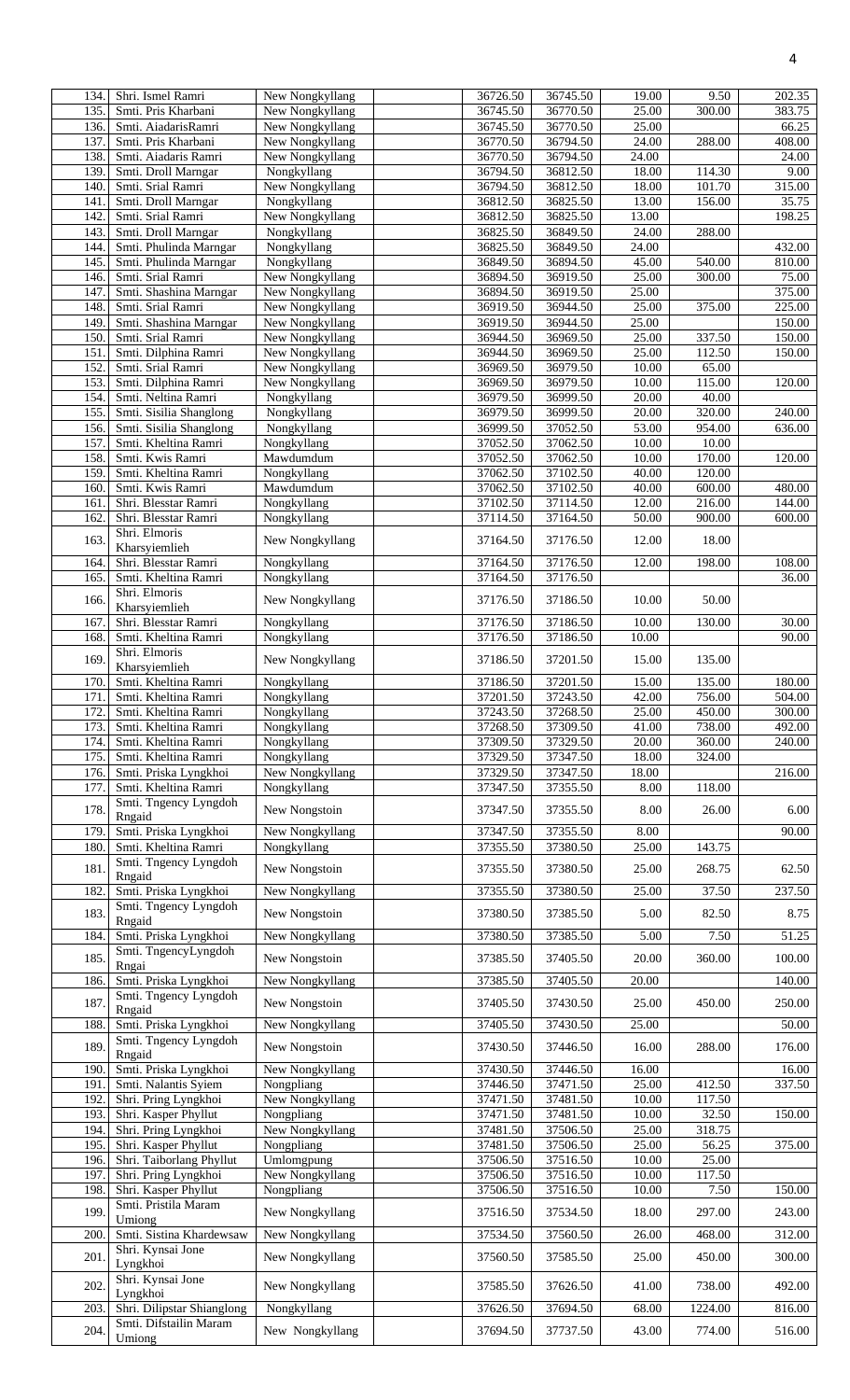| | | | | | | | | |
|---|---|---|---|---|---|---|---|---|
| 134. | Shri. Ismel Ramri | New Nongkyllang | | 36726.50 | 36745.50 | 19.00 | 9.50 | 202.35 |
| 135. | Smti. Pris Kharbani | New Nongkyllang | | 36745.50 | 36770.50 | 25.00 | 300.00 | 383.75 |
| 136. | Smti. AiadarisRamri | New Nongkyllang | | 36745.50 | 36770.50 | 25.00 | | 66.25 |
| 137. | Smti. Pris Kharbani | New Nongkyllang | | 36770.50 | 36794.50 | 24.00 | 288.00 | 408.00 |
| 138. | Smti. Aiadaris Ramri | New Nongkyllang | | 36770.50 | 36794.50 | 24.00 | | 24.00 |
| 139. | Smti. Droll Marngar | Nongkyllang | | 36794.50 | 36812.50 | 18.00 | 114.30 | 9.00 |
| 140. | Smti. Srial Ramri | New Nongkyllang | | 36794.50 | 36812.50 | 18.00 | 101.70 | 315.00 |
| 141. | Smti. Droll Marngar | Nongkyllang | | 36812.50 | 36825.50 | 13.00 | 156.00 | 35.75 |
| 142. | Smti. Srial Ramri | New Nongkyllang | | 36812.50 | 36825.50 | 13.00 | | 198.25 |
| 143. | Smti. Droll Marngar | Nongkyllang | | 36825.50 | 36849.50 | 24.00 | 288.00 | |
| 144. | Smti. Phulinda Marngar | Nongkyllang | | 36825.50 | 36849.50 | 24.00 | | 432.00 |
| 145. | Smti. Phulinda Marngar | Nongkyllang | | 36849.50 | 36894.50 | 45.00 | 540.00 | 810.00 |
| 146. | Smti. Srial Ramri | New Nongkyllang | | 36894.50 | 36919.50 | 25.00 | 300.00 | 75.00 |
| 147. | Smti. Shashina Marngar | New Nongkyllang | | 36894.50 | 36919.50 | 25.00 | | 375.00 |
| 148. | Smti. Srial Ramri | New Nongkyllang | | 36919.50 | 36944.50 | 25.00 | 375.00 | 225.00 |
| 149. | Smti. Shashina Marngar | New Nongkyllang | | 36919.50 | 36944.50 | 25.00 | | 150.00 |
| 150. | Smti. Srial Ramri | New Nongkyllang | | 36944.50 | 36969.50 | 25.00 | 337.50 | 150.00 |
| 151. | Smti. Dilphina Ramri | New Nongkyllang | | 36944.50 | 36969.50 | 25.00 | 112.50 | 150.00 |
| 152. | Smti. Srial Ramri | New Nongkyllang | | 36969.50 | 36979.50 | 10.00 | 65.00 | |
| 153. | Smti. Dilphina Ramri | New Nongkyllang | | 36969.50 | 36979.50 | 10.00 | 115.00 | 120.00 |
| 154. | Smti. Neltina Ramri | Nongkyllang | | 36979.50 | 36999.50 | 20.00 | 40.00 | |
| 155. | Smti. Sisilia Shanglong | Nongkyllang | | 36979.50 | 36999.50 | 20.00 | 320.00 | 240.00 |
| 156. | Smti. Sisilia Shanglong | Nongkyllang | | 36999.50 | 37052.50 | 53.00 | 954.00 | 636.00 |
| 157. | Smti. Kheltina Ramri | Nongkyllang | | 37052.50 | 37062.50 | 10.00 | 10.00 | |
| 158. | Smti. Kwis Ramri | Mawdumdum | | 37052.50 | 37062.50 | 10.00 | 170.00 | 120.00 |
| 159. | Smti. Kheltina Ramri | Nongkyllang | | 37062.50 | 37102.50 | 40.00 | 120.00 | |
| 160. | Smti. Kwis Ramri | Mawdumdum | | 37062.50 | 37102.50 | 40.00 | 600.00 | 480.00 |
| 161. | Shri. Blesstar Ramri | Nongkyllang | | 37102.50 | 37114.50 | 12.00 | 216.00 | 144.00 |
| 162. | Shri. Blesstar Ramri | Nongkyllang | | 37114.50 | 37164.50 | 50.00 | 900.00 | 600.00 |
| 163. | Shri. Elmoris Kharsyiemlieh | New Nongkyllang | | 37164.50 | 37176.50 | 12.00 | 18.00 | |
| 164. | Shri. Blesstar Ramri | Nongkyllang | | 37164.50 | 37176.50 | 12.00 | 198.00 | 108.00 |
| 165. | Smti. Kheltina Ramri | Nongkyllang | | 37164.50 | 37176.50 | | | 36.00 |
| 166. | Shri. Elmoris Kharsyiemlieh | New Nongkyllang | | 37176.50 | 37186.50 | 10.00 | 50.00 | |
| 167. | Shri. Blesstar Ramri | Nongkyllang | | 37176.50 | 37186.50 | 10.00 | 130.00 | 30.00 |
| 168. | Smti. Kheltina Ramri | Nongkyllang | | 37176.50 | 37186.50 | 10.00 | | 90.00 |
| 169. | Shri. Elmoris Kharsyiemlieh | New Nongkyllang | | 37186.50 | 37201.50 | 15.00 | 135.00 | |
| 170. | Smti. Kheltina Ramri | Nongkyllang | | 37186.50 | 37201.50 | 15.00 | 135.00 | 180.00 |
| 171. | Smti. Kheltina Ramri | Nongkyllang | | 37201.50 | 37243.50 | 42.00 | 756.00 | 504.00 |
| 172. | Smti. Kheltina Ramri | Nongkyllang | | 37243.50 | 37268.50 | 25.00 | 450.00 | 300.00 |
| 173. | Smti. Kheltina Ramri | Nongkyllang | | 37268.50 | 37309.50 | 41.00 | 738.00 | 492.00 |
| 174. | Smti. Kheltina Ramri | Nongkyllang | | 37309.50 | 37329.50 | 20.00 | 360.00 | 240.00 |
| 175. | Smti. Kheltina Ramri | Nongkyllang | | 37329.50 | 37347.50 | 18.00 | 324.00 | |
| 176. | Smti. Priska Lyngkhoi | New Nongkyllang | | 37329.50 | 37347.50 | 18.00 | | 216.00 |
| 177. | Smti. Kheltina Ramri | Nongkyllang | | 37347.50 | 37355.50 | 8.00 | 118.00 | |
| 178. | Smti. Tngency Lyngdoh Rngaid | New Nongstoin | | 37347.50 | 37355.50 | 8.00 | 26.00 | 6.00 |
| 179. | Smti. Priska Lyngkhoi | New Nongkyllang | | 37347.50 | 37355.50 | 8.00 | | 90.00 |
| 180. | Smti. Kheltina Ramri | Nongkyllang | | 37355.50 | 37380.50 | 25.00 | 143.75 | |
| 181. | Smti. Tngency Lyngdoh Rngaid | New Nongstoin | | 37355.50 | 37380.50 | 25.00 | 268.75 | 62.50 |
| 182. | Smti. Priska Lyngkhoi | New Nongkyllang | | 37355.50 | 37380.50 | 25.00 | 37.50 | 237.50 |
| 183. | Smti. Tngency Lyngdoh Rngaid | New Nongstoin | | 37380.50 | 37385.50 | 5.00 | 82.50 | 8.75 |
| 184. | Smti. Priska Lyngkhoi | New Nongkyllang | | 37380.50 | 37385.50 | 5.00 | 7.50 | 51.25 |
| 185. | Smti. TngencyLyngdoh Rngai | New Nongstoin | | 37385.50 | 37405.50 | 20.00 | 360.00 | 100.00 |
| 186. | Smti. Priska Lyngkhoi | New Nongkyllang | | 37385.50 | 37405.50 | 20.00 | | 140.00 |
| 187. | Smti. Tngency Lyngdoh Rngaid | New Nongstoin | | 37405.50 | 37430.50 | 25.00 | 450.00 | 250.00 |
| 188. | Smti. Priska Lyngkhoi | New Nongkyllang | | 37405.50 | 37430.50 | 25.00 | | 50.00 |
| 189. | Smti. Tngency Lyngdoh Rngaid | New Nongstoin | | 37430.50 | 37446.50 | 16.00 | 288.00 | 176.00 |
| 190. | Smti. Priska Lyngkhoi | New Nongkyllang | | 37430.50 | 37446.50 | 16.00 | | 16.00 |
| 191. | Smti. Nalantis Syiem | Nongpliang | | 37446.50 | 37471.50 | 25.00 | 412.50 | 337.50 |
| 192. | Shri. Pring Lyngkhoi | New Nongkyllang | | 37471.50 | 37481.50 | 10.00 | 117.50 | |
| 193. | Shri. Kasper Phyllut | Nongpliang | | 37471.50 | 37481.50 | 10.00 | 32.50 | 150.00 |
| 194. | Shri. Pring Lyngkhoi | New Nongkyllang | | 37481.50 | 37506.50 | 25.00 | 318.75 | |
| 195. | Shri. Kasper Phyllut | Nongpliang | | 37481.50 | 37506.50 | 25.00 | 56.25 | 375.00 |
| 196. | Shri. Taiborlang Phyllut | Umlomgpung | | 37506.50 | 37516.50 | 10.00 | 25.00 | |
| 197. | Shri. Pring Lyngkhoi | New Nongkyllang | | 37506.50 | 37516.50 | 10.00 | 117.50 | |
| 198. | Shri. Kasper Phyllut | Nongpliang | | 37506.50 | 37516.50 | 10.00 | 7.50 | 150.00 |
| 199. | Smti. Pristila Maram Umiong | New Nongkyllang | | 37516.50 | 37534.50 | 18.00 | 297.00 | 243.00 |
| 200. | Smti. Sistina Khardewsaw | New Nongkyllang | | 37534.50 | 37560.50 | 26.00 | 468.00 | 312.00 |
| 201. | Shri. Kynsai Jone Lyngkhoi | New Nongkyllang | | 37560.50 | 37585.50 | 25.00 | 450.00 | 300.00 |
| 202. | Shri. Kynsai Jone Lyngkhoi | New Nongkyllang | | 37585.50 | 37626.50 | 41.00 | 738.00 | 492.00 |
| 203. | Shri. Dilipstar Shianglong | Nongkyllang | | 37626.50 | 37694.50 | 68.00 | 1224.00 | 816.00 |
| 204. | Smti. Difstailin Maram Umiong | New Nongkyllang | | 37694.50 | 37737.50 | 43.00 | 774.00 | 516.00 |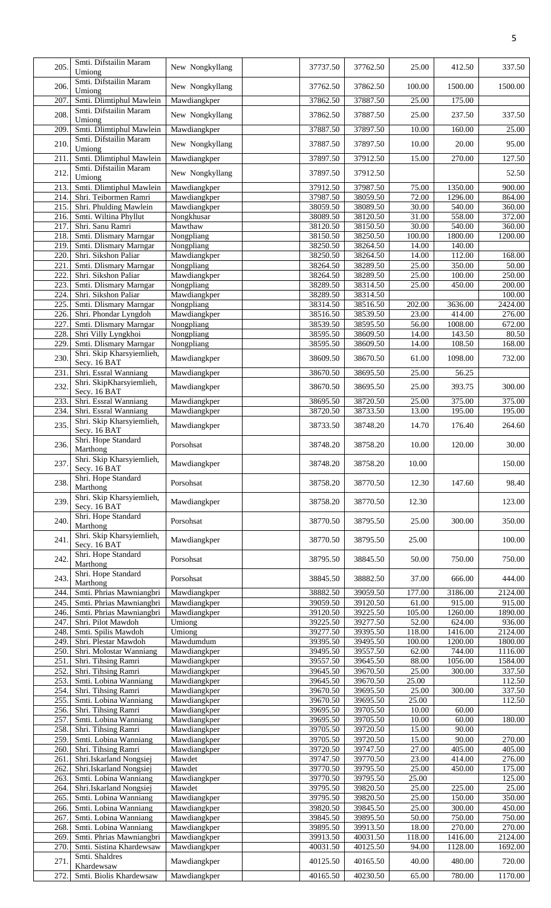| | | | | | | | | |
|---|---|---|---|---|---|---|---|---|
| 205. | Smti. Difstailin Maram Umiong | New Nongkyllang | | 37737.50 | 37762.50 | 25.00 | 412.50 | 337.50 |
| 206. | Smti. Difstailin Maram Umiong | New Nongkyllang | | 37762.50 | 37862.50 | 100.00 | 1500.00 | 1500.00 |
| 207. | Smti. Dlimtiphul Mawlein | Mawdiangkper | | 37862.50 | 37887.50 | 25.00 | 175.00 | |
| 208. | Smti. Difstailin Maram Umiong | New Nongkyllang | | 37862.50 | 37887.50 | 25.00 | 237.50 | 337.50 |
| 209. | Smti. Dlimtiphul Mawlein | Mawdiangkper | | 37887.50 | 37897.50 | 10.00 | 160.00 | 25.00 |
| 210. | Smti. Difstailin Maram Umiong | New Nongkyllang | | 37887.50 | 37897.50 | 10.00 | 20.00 | 95.00 |
| 211. | Smti. Dlimtiphul Mawlein | Mawdiangkper | | 37897.50 | 37912.50 | 15.00 | 270.00 | 127.50 |
| 212. | Smti. Difstailin Maram Umiong | New Nongkyllang | | 37897.50 | 37912.50 | | | 52.50 |
| 213. | Smti. Dlimtiphul Mawlein | Mawdiangkper | | 37912.50 | 37987.50 | 75.00 | 1350.00 | 900.00 |
| 214. | Shri. Teibormen Ramri | Mawdiangkper | | 37987.50 | 38059.50 | 72.00 | 1296.00 | 864.00 |
| 215. | Shri. Phulding Mawlein | Mawdiangkper | | 38059.50 | 38089.50 | 30.00 | 540.00 | 360.00 |
| 216. | Smti. Wiltina Phyllut | Nongkhusar | | 38089.50 | 38120.50 | 31.00 | 558.00 | 372.00 |
| 217. | Shri. Sanu Ramri | Mawthaw | | 38120.50 | 38150.50 | 30.00 | 540.00 | 360.00 |
| 218. | Smti. Dlismary Marngar | Nongpliang | | 38150.50 | 38250.50 | 100.00 | 1800.00 | 1200.00 |
| 219. | Smti. Dlismary Marngar | Nongpliang | | 38250.50 | 38264.50 | 14.00 | 140.00 | |
| 220. | Shri. Sikshon Paliar | Mawdiangkper | | 38250.50 | 38264.50 | 14.00 | 112.00 | 168.00 |
| 221. | Smti. Dlismary Marngar | Nongpliang | | 38264.50 | 38289.50 | 25.00 | 350.00 | 50.00 |
| 222. | Shri. Sikshon Paliar | Mawdiangkper | | 38264.50 | 38289.50 | 25.00 | 100.00 | 250.00 |
| 223. | Smti. Dlismary Marngar | Nongpliang | | 38289.50 | 38314.50 | 25.00 | 450.00 | 200.00 |
| 224. | Shri. Sikshon Paliar | Mawdiangkper | | 38289.50 | 38314.50 | | | 100.00 |
| 225. | Smti. Dlismary Marngar | Nongpliang | | 38314.50 | 38516.50 | 202.00 | 3636.00 | 2424.00 |
| 226. | Shri. Phondar Lyngdoh | Mawdiangkper | | 38516.50 | 38539.50 | 23.00 | 414.00 | 276.00 |
| 227. | Smti. Dlismary Marngar | Nongpliang | | 38539.50 | 38595.50 | 56.00 | 1008.00 | 672.00 |
| 228. | Shri Villy Lyngkhoi | Nongpliang | | 38595.50 | 38609.50 | 14.00 | 143.50 | 80.50 |
| 229. | Smti. Dlismary Marngar | Nongpliang | | 38595.50 | 38609.50 | 14.00 | 108.50 | 168.00 |
| 230. | Shri. Skip Kharsyiemlieh, Secy. 16 BAT | Mawdiangkper | | 38609.50 | 38670.50 | 61.00 | 1098.00 | 732.00 |
| 231. | Shri. Essral Wanniang | Mawdiangkper | | 38670.50 | 38695.50 | 25.00 | 56.25 | |
| 232. | Shri. SkipKharsyiemlieh, Secy. 16 BAT | Mawdiangkper | | 38670.50 | 38695.50 | 25.00 | 393.75 | 300.00 |
| 233. | Shri. Essral Wanniang | Mawdiangkper | | 38695.50 | 38720.50 | 25.00 | 375.00 | 375.00 |
| 234. | Shri. Essral Wanniang | Mawdiangkper | | 38720.50 | 38733.50 | 13.00 | 195.00 | 195.00 |
| 235. | Shri. Skip Kharsyiemlieh, Secy. 16 BAT | Mawdiangkper | | 38733.50 | 38748.20 | 14.70 | 176.40 | 264.60 |
| 236. | Shri. Hope Standard Marthong | Porsohsat | | 38748.20 | 38758.20 | 10.00 | 120.00 | 30.00 |
| 237. | Shri. Skip Kharsyiemlieh, Secy. 16 BAT | Mawdiangkper | | 38748.20 | 38758.20 | 10.00 | | 150.00 |
| 238. | Shri. Hope Standard Marthong | Porsohsat | | 38758.20 | 38770.50 | 12.30 | 147.60 | 98.40 |
| 239. | Shri. Skip Kharsyiemlieh, Secy. 16 BAT | Mawdiangkper | | 38758.20 | 38770.50 | 12.30 | | 123.00 |
| 240. | Shri. Hope Standard Marthong | Porsohsat | | 38770.50 | 38795.50 | 25.00 | 300.00 | 350.00 |
| 241. | Shri. Skip Kharsyiemlieh, Secy. 16 BAT | Mawdiangkper | | 38770.50 | 38795.50 | 25.00 | | 100.00 |
| 242. | Shri. Hope Standard Marthong | Porsohsat | | 38795.50 | 38845.50 | 50.00 | 750.00 | 750.00 |
| 243. | Shri. Hope Standard Marthong | Porsohsat | | 38845.50 | 38882.50 | 37.00 | 666.00 | 444.00 |
| 244. | Smti. Phrias Mawniangbri | Mawdiangkper | | 38882.50 | 39059.50 | 177.00 | 3186.00 | 2124.00 |
| 245. | Smti. Phrias Mawniangbri | Mawdiangkper | | 39059.50 | 39120.50 | 61.00 | 915.00 | 915.00 |
| 246. | Smti. Phrias Mawniangbri | Mawdiangkper | | 39120.50 | 39225.50 | 105.00 | 1260.00 | 1890.00 |
| 247. | Shri. Pilot Mawdoh | Umiong | | 39225.50 | 39277.50 | 52.00 | 624.00 | 936.00 |
| 248. | Smti. Spilis Mawdoh | Umiong | | 39277.50 | 39395.50 | 118.00 | 1416.00 | 2124.00 |
| 249. | Shri. Plestar Mawdoh | Mawdumdum | | 39395.50 | 39495.50 | 100.00 | 1200.00 | 1800.00 |
| 250. | Shri. Molostar Wanniang | Mawdiangkper | | 39495.50 | 39557.50 | 62.00 | 744.00 | 1116.00 |
| 251. | Shri. Tihsing Ramri | Mawdiangkper | | 39557.50 | 39645.50 | 88.00 | 1056.00 | 1584.00 |
| 252. | Shri. Tihsing Ramri | Mawdiangkper | | 39645.50 | 39670.50 | 25.00 | 300.00 | 337.50 |
| 253. | Smti. Lobina Wanniang | Mawdiangkper | | 39645.50 | 39670.50 | 25.00 | | 112.50 |
| 254. | Shri. Tihsing Ramri | Mawdiangkper | | 39670.50 | 39695.50 | 25.00 | 300.00 | 337.50 |
| 255. | Smti. Lobina Wanniang | Mawdiangkper | | 39670.50 | 39695.50 | 25.00 | | 112.50 |
| 256. | Shri. Tihsing Ramri | Mawdiangkper | | 39695.50 | 39705.50 | 10.00 | 60.00 | |
| 257. | Smti. Lobina Wanniang | Mawdiangkper | | 39695.50 | 39705.50 | 10.00 | 60.00 | 180.00 |
| 258. | Shri. Tihsing Ramri | Mawdiangkper | | 39705.50 | 39720.50 | 15.00 | 90.00 | |
| 259. | Smti. Lobina Wanniang | Mawdiangkper | | 39705.50 | 39720.50 | 15.00 | 90.00 | 270.00 |
| 260. | Shri. Tihsing Ramri | Mawdiangkper | | 39720.50 | 39747.50 | 27.00 | 405.00 | 405.00 |
| 261. | Shri.Iskarland Nongsiej | Mawdet | | 39747.50 | 39770.50 | 23.00 | 414.00 | 276.00 |
| 262. | Shri.Iskarland Nongsiej | Mawdet | | 39770.50 | 39795.50 | 25.00 | 450.00 | 175.00 |
| 263. | Smti. Lobina Wanniang | Mawdiangkper | | 39770.50 | 39795.50 | 25.00 | | 125.00 |
| 264. | Shri.Iskarland Nongsiej | Mawdet | | 39795.50 | 39820.50 | 25.00 | 225.00 | 25.00 |
| 265. | Smti. Lobina Wanniang | Mawdiangkper | | 39795.50 | 39820.50 | 25.00 | 150.00 | 350.00 |
| 266. | Smti. Lobina Wanniang | Mawdiangkper | | 39820.50 | 39845.50 | 25.00 | 300.00 | 450.00 |
| 267. | Smti. Lobina Wanniang | Mawdiangkper | | 39845.50 | 39895.50 | 50.00 | 750.00 | 750.00 |
| 268. | Smti. Lobina Wanniang | Mawdiangkper | | 39895.50 | 39913.50 | 18.00 | 270.00 | 270.00 |
| 269. | Smti. Phrias Mawniangbri | Mawdiangkper | | 39913.50 | 40031.50 | 118.00 | 1416.00 | 2124.00 |
| 270. | Smti. Sistina Khardewsaw | Mawdiangkper | | 40031.50 | 40125.50 | 94.00 | 1128.00 | 1692.00 |
| 271. | Smti. Shaldres Khardewsaw | Mawdiangkper | | 40125.50 | 40165.50 | 40.00 | 480.00 | 720.00 |
| 272. | Smti. Biolis Khardewsaw | Mawdiangkper | | 40165.50 | 40230.50 | 65.00 | 780.00 | 1170.00 |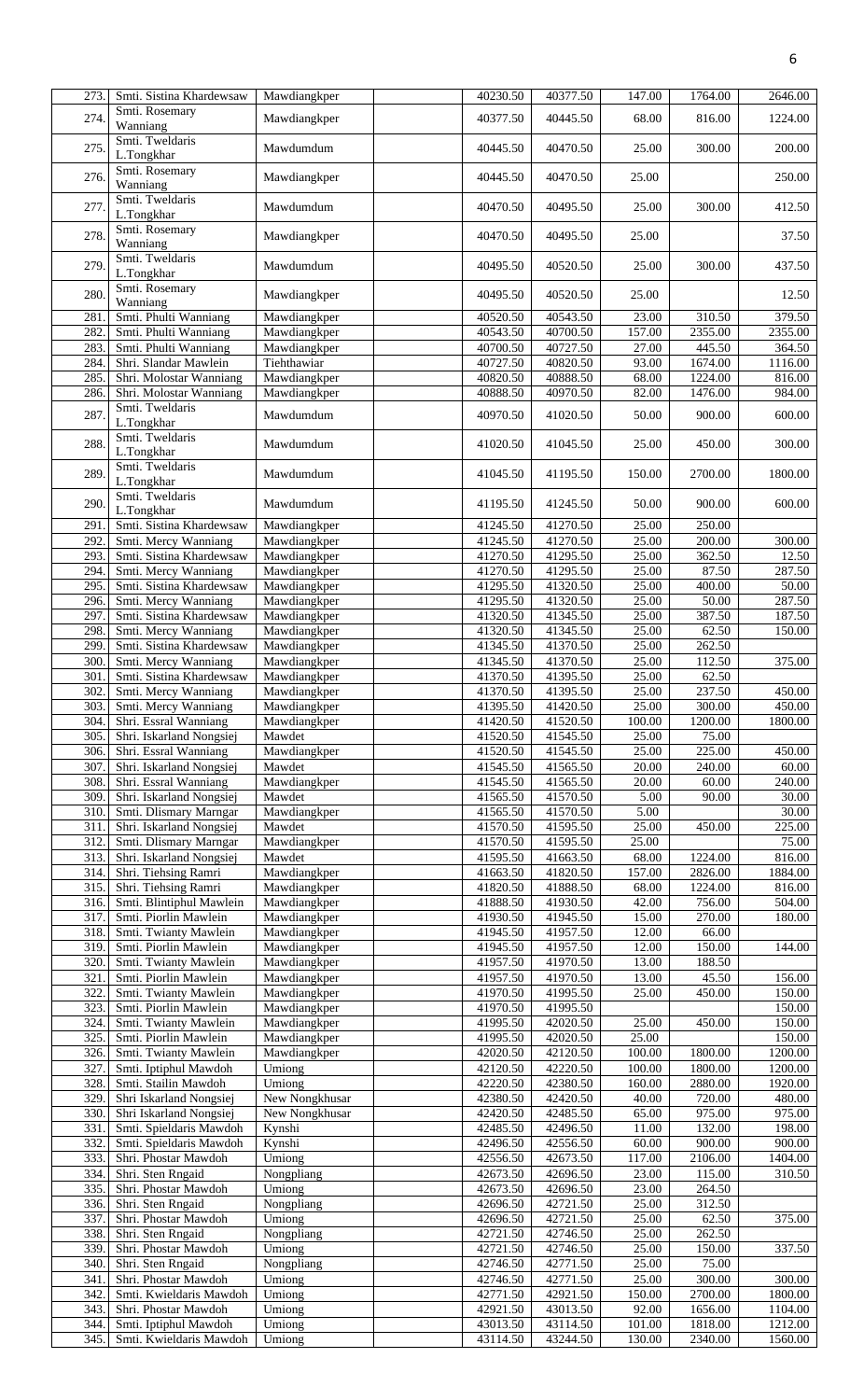| | | | | | | | | |
|---|---|---|---|---|---|---|---|---|
| 273. | Smti. Sistina Khardewsaw | Mawdiangkper | | 40230.50 | 40377.50 | 147.00 | 1764.00 | 2646.00 |
| 274. | Smti. Rosemary Wanniang | Mawdiangkper | | 40377.50 | 40445.50 | 68.00 | 816.00 | 1224.00 |
| 275. | Smti. Tweldaris L.Tongkhar | Mawdumdum | | 40445.50 | 40470.50 | 25.00 | 300.00 | 200.00 |
| 276. | Smti. Rosemary Wanniang | Mawdiangkper | | 40445.50 | 40470.50 | 25.00 | | 250.00 |
| 277. | Smti. Tweldaris L.Tongkhar | Mawdumdum | | 40470.50 | 40495.50 | 25.00 | 300.00 | 412.50 |
| 278. | Smti. Rosemary Wanniang | Mawdiangkper | | 40470.50 | 40495.50 | 25.00 | | 37.50 |
| 279. | Smti. Tweldaris L.Tongkhar | Mawdumdum | | 40495.50 | 40520.50 | 25.00 | 300.00 | 437.50 |
| 280. | Smti. Rosemary Wanniang | Mawdiangkper | | 40495.50 | 40520.50 | 25.00 | | 12.50 |
| 281. | Smti. Phulti Wanniang | Mawdiangkper | | 40520.50 | 40543.50 | 23.00 | 310.50 | 379.50 |
| 282. | Smti. Phulti Wanniang | Mawdiangkper | | 40543.50 | 40700.50 | 157.00 | 2355.00 | 2355.00 |
| 283. | Smti. Phulti Wanniang | Mawdiangkper | | 40700.50 | 40727.50 | 27.00 | 445.50 | 364.50 |
| 284. | Shri. Slandar Mawlein | Tiehthawiar | | 40727.50 | 40820.50 | 93.00 | 1674.00 | 1116.00 |
| 285. | Shri. Molostar Wanniang | Mawdiangkper | | 40820.50 | 40888.50 | 68.00 | 1224.00 | 816.00 |
| 286. | Shri. Molostar Wanniang | Mawdiangkper | | 40888.50 | 40970.50 | 82.00 | 1476.00 | 984.00 |
| 287. | Smti. Tweldaris L.Tongkhar | Mawdumdum | | 40970.50 | 41020.50 | 50.00 | 900.00 | 600.00 |
| 288. | Smti. Tweldaris L.Tongkhar | Mawdumdum | | 41020.50 | 41045.50 | 25.00 | 450.00 | 300.00 |
| 289. | Smti. Tweldaris L.Tongkhar | Mawdumdum | | 41045.50 | 41195.50 | 150.00 | 2700.00 | 1800.00 |
| 290. | Smti. Tweldaris L.Tongkhar | Mawdumdum | | 41195.50 | 41245.50 | 50.00 | 900.00 | 600.00 |
| 291. | Smti. Sistina Khardewsaw | Mawdiangkper | | 41245.50 | 41270.50 | 25.00 | 250.00 | |
| 292. | Smti. Mercy Wanniang | Mawdiangkper | | 41245.50 | 41270.50 | 25.00 | 200.00 | 300.00 |
| 293. | Smti. Sistina Khardewsaw | Mawdiangkper | | 41270.50 | 41295.50 | 25.00 | 362.50 | 12.50 |
| 294. | Smti. Mercy Wanniang | Mawdiangkper | | 41270.50 | 41295.50 | 25.00 | 87.50 | 287.50 |
| 295. | Smti. Sistina Khardewsaw | Mawdiangkper | | 41295.50 | 41320.50 | 25.00 | 400.00 | 50.00 |
| 296. | Smti. Mercy Wanniang | Mawdiangkper | | 41295.50 | 41320.50 | 25.00 | 50.00 | 287.50 |
| 297. | Smti. Sistina Khardewsaw | Mawdiangkper | | 41320.50 | 41345.50 | 25.00 | 387.50 | 187.50 |
| 298. | Smti. Mercy Wanniang | Mawdiangkper | | 41320.50 | 41345.50 | 25.00 | 62.50 | 150.00 |
| 299. | Smti. Sistina Khardewsaw | Mawdiangkper | | 41345.50 | 41370.50 | 25.00 | 262.50 | |
| 300. | Smti. Mercy Wanniang | Mawdiangkper | | 41345.50 | 41370.50 | 25.00 | 112.50 | 375.00 |
| 301. | Smti. Sistina Khardewsaw | Mawdiangkper | | 41370.50 | 41395.50 | 25.00 | 62.50 | |
| 302. | Smti. Mercy Wanniang | Mawdiangkper | | 41370.50 | 41395.50 | 25.00 | 237.50 | 450.00 |
| 303. | Smti. Mercy Wanniang | Mawdiangkper | | 41395.50 | 41420.50 | 25.00 | 300.00 | 450.00 |
| 304. | Shri. Essral Wanniang | Mawdiangkper | | 41420.50 | 41520.50 | 100.00 | 1200.00 | 1800.00 |
| 305. | Shri. Iskarland Nongsiej | Mawdet | | 41520.50 | 41545.50 | 25.00 | 75.00 | |
| 306. | Shri. Essral Wanniang | Mawdiangkper | | 41520.50 | 41545.50 | 25.00 | 225.00 | 450.00 |
| 307. | Shri. Iskarland Nongsiej | Mawdet | | 41545.50 | 41565.50 | 20.00 | 240.00 | 60.00 |
| 308. | Shri. Essral Wanniang | Mawdiangkper | | 41545.50 | 41565.50 | 20.00 | 60.00 | 240.00 |
| 309. | Shri. Iskarland Nongsiej | Mawdet | | 41565.50 | 41570.50 | 5.00 | 90.00 | 30.00 |
| 310. | Smti. Dlismary Marngar | Mawdiangkper | | 41565.50 | 41570.50 | 5.00 | | 30.00 |
| 311. | Shri. Iskarland Nongsiej | Mawdet | | 41570.50 | 41595.50 | 25.00 | 450.00 | 225.00 |
| 312. | Smti. Dlismary Marngar | Mawdiangkper | | 41570.50 | 41595.50 | 25.00 | | 75.00 |
| 313. | Shri. Iskarland Nongsiej | Mawdet | | 41595.50 | 41663.50 | 68.00 | 1224.00 | 816.00 |
| 314. | Shri. Tiehsing Ramri | Mawdiangkper | | 41663.50 | 41820.50 | 157.00 | 2826.00 | 1884.00 |
| 315. | Shri. Tiehsing Ramri | Mawdiangkper | | 41820.50 | 41888.50 | 68.00 | 1224.00 | 816.00 |
| 316. | Smti. Blintiphul Mawlein | Mawdiangkper | | 41888.50 | 41930.50 | 42.00 | 756.00 | 504.00 |
| 317. | Smti. Piorlin Mawlein | Mawdiangkper | | 41930.50 | 41945.50 | 15.00 | 270.00 | 180.00 |
| 318. | Smti. Twianty Mawlein | Mawdiangkper | | 41945.50 | 41957.50 | 12.00 | 66.00 | |
| 319. | Smti. Piorlin Mawlein | Mawdiangkper | | 41945.50 | 41957.50 | 12.00 | 150.00 | 144.00 |
| 320. | Smti. Twianty Mawlein | Mawdiangkper | | 41957.50 | 41970.50 | 13.00 | 188.50 | |
| 321. | Smti. Piorlin Mawlein | Mawdiangkper | | 41957.50 | 41970.50 | 13.00 | 45.50 | 156.00 |
| 322. | Smti. Twianty Mawlein | Mawdiangkper | | 41970.50 | 41995.50 | 25.00 | 450.00 | 150.00 |
| 323. | Smti. Piorlin Mawlein | Mawdiangkper | | 41970.50 | 41995.50 | | | 150.00 |
| 324. | Smti. Twianty Mawlein | Mawdiangkper | | 41995.50 | 42020.50 | 25.00 | 450.00 | 150.00 |
| 325. | Smti. Piorlin Mawlein | Mawdiangkper | | 41995.50 | 42020.50 | 25.00 | | 150.00 |
| 326. | Smti. Twianty Mawlein | Mawdiangkper | | 42020.50 | 42120.50 | 100.00 | 1800.00 | 1200.00 |
| 327. | Smti. Iptiphul Mawdoh | Umiong | | 42120.50 | 42220.50 | 100.00 | 1800.00 | 1200.00 |
| 328. | Smti. Stailin Mawdoh | Umiong | | 42220.50 | 42380.50 | 160.00 | 2880.00 | 1920.00 |
| 329. | Shri Iskarland Nongsiej | New Nongkhusar | | 42380.50 | 42420.50 | 40.00 | 720.00 | 480.00 |
| 330. | Shri Iskarland Nongsiej | New Nongkhusar | | 42420.50 | 42485.50 | 65.00 | 975.00 | 975.00 |
| 331. | Smti. Spieldaris Mawdoh | Kynshi | | 42485.50 | 42496.50 | 11.00 | 132.00 | 198.00 |
| 332. | Smti. Spieldaris Mawdoh | Kynshi | | 42496.50 | 42556.50 | 60.00 | 900.00 | 900.00 |
| 333. | Shri. Phostar Mawdoh | Umiong | | 42556.50 | 42673.50 | 117.00 | 2106.00 | 1404.00 |
| 334. | Shri. Sten Rngaid | Nongpliang | | 42673.50 | 42696.50 | 23.00 | 115.00 | 310.50 |
| 335. | Shri. Phostar Mawdoh | Umiong | | 42673.50 | 42696.50 | 23.00 | 264.50 | |
| 336. | Shri. Sten Rngaid | Nongpliang | | 42696.50 | 42721.50 | 25.00 | 312.50 | |
| 337. | Shri. Phostar Mawdoh | Umiong | | 42696.50 | 42721.50 | 25.00 | 62.50 | 375.00 |
| 338. | Shri. Sten Rngaid | Nongpliang | | 42721.50 | 42746.50 | 25.00 | 262.50 | |
| 339. | Shri. Phostar Mawdoh | Umiong | | 42721.50 | 42746.50 | 25.00 | 150.00 | 337.50 |
| 340. | Shri. Sten Rngaid | Nongpliang | | 42746.50 | 42771.50 | 25.00 | 75.00 | |
| 341. | Shri. Phostar Mawdoh | Umiong | | 42746.50 | 42771.50 | 25.00 | 300.00 | 300.00 |
| 342. | Smti. Kwieldaris Mawdoh | Umiong | | 42771.50 | 42921.50 | 150.00 | 2700.00 | 1800.00 |
| 343. | Shri. Phostar Mawdoh | Umiong | | 42921.50 | 43013.50 | 92.00 | 1656.00 | 1104.00 |
| 344. | Smti. Iptiphul Mawdoh | Umiong | | 43013.50 | 43114.50 | 101.00 | 1818.00 | 1212.00 |
| 345. | Smti. Kwieldaris Mawdoh | Umiong | | 43114.50 | 43244.50 | 130.00 | 2340.00 | 1560.00 |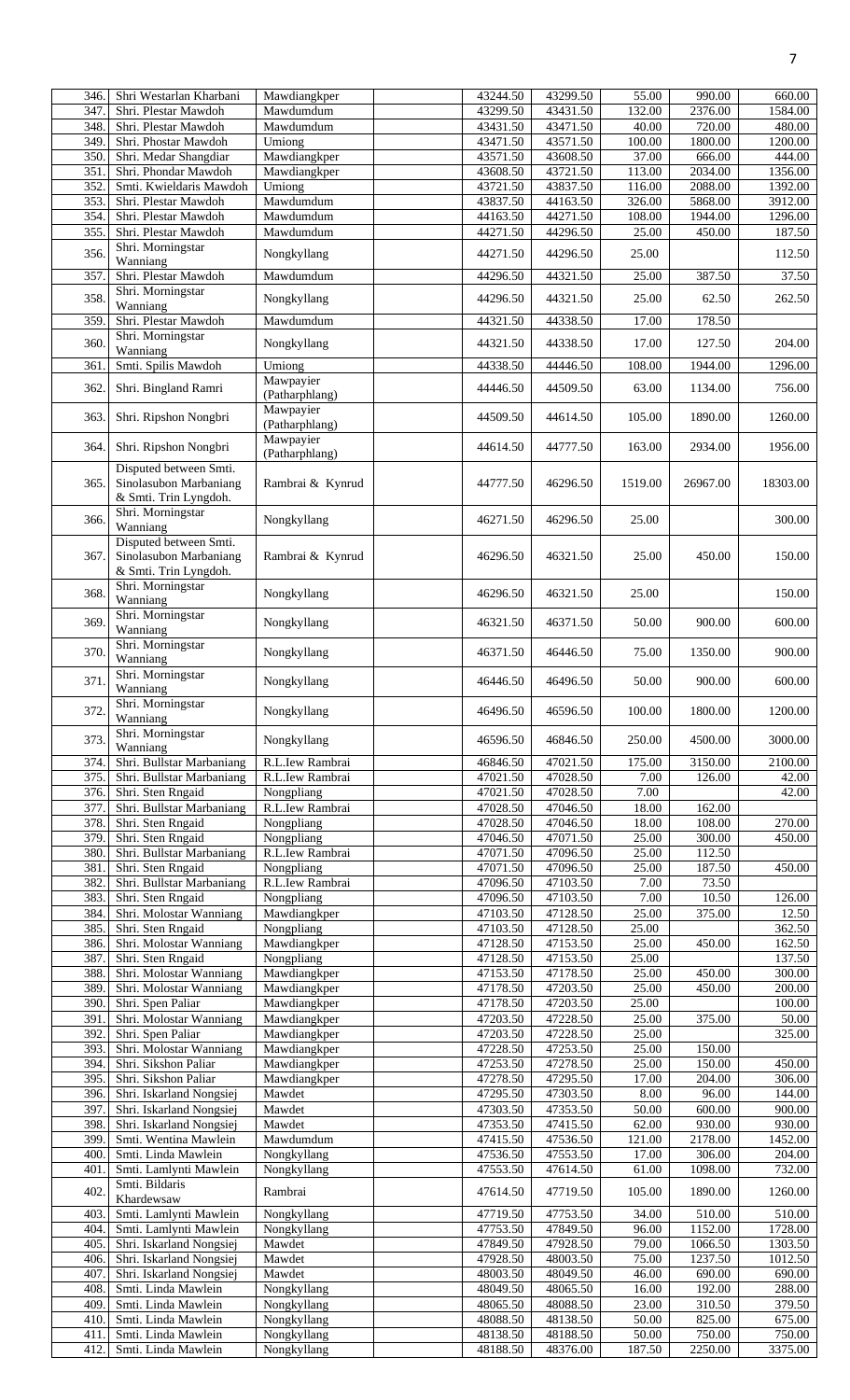| | | | | | | | | |
|---|---|---|---|---|---|---|---|---|
| 346. | Shri Westarlan Kharbani | Mawdiangkper | | 43244.50 | 43299.50 | 55.00 | 990.00 | 660.00 |
| 347. | Shri. Plestar Mawdoh | Mawdumdum | | 43299.50 | 43431.50 | 132.00 | 2376.00 | 1584.00 |
| 348. | Shri. Plestar Mawdoh | Mawdumdum | | 43431.50 | 43471.50 | 40.00 | 720.00 | 480.00 |
| 349. | Shri. Phostar Mawdoh | Umiong | | 43471.50 | 43571.50 | 100.00 | 1800.00 | 1200.00 |
| 350. | Shri. Medar Shangdiar | Mawdiangkper | | 43571.50 | 43608.50 | 37.00 | 666.00 | 444.00 |
| 351. | Shri. Phondar Mawdoh | Mawdiangkper | | 43608.50 | 43721.50 | 113.00 | 2034.00 | 1356.00 |
| 352. | Smti. Kwieldaris Mawdoh | Umiong | | 43721.50 | 43837.50 | 116.00 | 2088.00 | 1392.00 |
| 353. | Shri. Plestar Mawdoh | Mawdumdum | | 43837.50 | 44163.50 | 326.00 | 5868.00 | 3912.00 |
| 354. | Shri. Plestar Mawdoh | Mawdumdum | | 44163.50 | 44271.50 | 108.00 | 1944.00 | 1296.00 |
| 355. | Shri. Plestar Mawdoh | Mawdumdum | | 44271.50 | 44296.50 | 25.00 | 450.00 | 187.50 |
| 356. | Shri. Morningstar Wanniang | Nongkyllang | | 44271.50 | 44296.50 | 25.00 | | 112.50 |
| 357. | Shri. Plestar Mawdoh | Mawdumdum | | 44296.50 | 44321.50 | 25.00 | 387.50 | 37.50 |
| 358. | Shri. Morningstar Wanniang | Nongkyllang | | 44296.50 | 44321.50 | 25.00 | 62.50 | 262.50 |
| 359. | Shri. Plestar Mawdoh | Mawdumdum | | 44321.50 | 44338.50 | 17.00 | 178.50 | |
| 360. | Shri. Morningstar Wanniang | Nongkyllang | | 44321.50 | 44338.50 | 17.00 | 127.50 | 204.00 |
| 361. | Smti. Spilis Mawdoh | Umiong | | 44338.50 | 44446.50 | 108.00 | 1944.00 | 1296.00 |
| 362. | Shri. Bingland Ramri | Mawpayier (Patharphlang) | | 44446.50 | 44509.50 | 63.00 | 1134.00 | 756.00 |
| 363. | Shri. Ripshon Nongbri | Mawpayier (Patharphlang) | | 44509.50 | 44614.50 | 105.00 | 1890.00 | 1260.00 |
| 364. | Shri. Ripshon Nongbri | Mawpayier (Patharphlang) | | 44614.50 | 44777.50 | 163.00 | 2934.00 | 1956.00 |
| 365. | Disputed between Smti. Sinolasubon Marbaniang & Smti. Trin Lyngdoh. | Rambrai & Kynrud | | 44777.50 | 46296.50 | 1519.00 | 26967.00 | 18303.00 |
| 366. | Shri. Morningstar Wanniang | Nongkyllang | | 46271.50 | 46296.50 | 25.00 | | 300.00 |
| 367. | Disputed between Smti. Sinolasubon Marbaniang & Smti. Trin Lyngdoh. | Rambrai & Kynrud | | 46296.50 | 46321.50 | 25.00 | 450.00 | 150.00 |
| 368. | Shri. Morningstar Wanniang | Nongkyllang | | 46296.50 | 46321.50 | 25.00 | | 150.00 |
| 369. | Shri. Morningstar Wanniang | Nongkyllang | | 46321.50 | 46371.50 | 50.00 | 900.00 | 600.00 |
| 370. | Shri. Morningstar Wanniang | Nongkyllang | | 46371.50 | 46446.50 | 75.00 | 1350.00 | 900.00 |
| 371. | Shri. Morningstar Wanniang | Nongkyllang | | 46446.50 | 46496.50 | 50.00 | 900.00 | 600.00 |
| 372. | Shri. Morningstar Wanniang | Nongkyllang | | 46496.50 | 46596.50 | 100.00 | 1800.00 | 1200.00 |
| 373. | Shri. Morningstar Wanniang | Nongkyllang | | 46596.50 | 46846.50 | 250.00 | 4500.00 | 3000.00 |
| 374. | Shri. Bullstar Marbaniang | R.L.Iew Rambrai | | 46846.50 | 47021.50 | 175.00 | 3150.00 | 2100.00 |
| 375. | Shri. Bullstar Marbaniang | R.L.Iew Rambrai | | 47021.50 | 47028.50 | 7.00 | 126.00 | 42.00 |
| 376. | Shri. Sten Rngaid | Nongpliang | | 47021.50 | 47028.50 | 7.00 | | 42.00 |
| 377. | Shri. Bullstar Marbaniang | R.L.Iew Rambrai | | 47028.50 | 47046.50 | 18.00 | 162.00 | |
| 378. | Shri. Sten Rngaid | Nongpliang | | 47028.50 | 47046.50 | 18.00 | 108.00 | 270.00 |
| 379. | Shri. Sten Rngaid | Nongpliang | | 47046.50 | 47071.50 | 25.00 | 300.00 | 450.00 |
| 380. | Shri. Bullstar Marbaniang | R.L.Iew Rambrai | | 47071.50 | 47096.50 | 25.00 | 112.50 | |
| 381. | Shri. Sten Rngaid | Nongpliang | | 47071.50 | 47096.50 | 25.00 | 187.50 | 450.00 |
| 382. | Shri. Bullstar Marbaniang | R.L.Iew Rambrai | | 47096.50 | 47103.50 | 7.00 | 73.50 | |
| 383. | Shri. Sten Rngaid | Nongpliang | | 47096.50 | 47103.50 | 7.00 | 10.50 | 126.00 |
| 384. | Shri. Molostar Wanniang | Mawdiangkper | | 47103.50 | 47128.50 | 25.00 | 375.00 | 12.50 |
| 385. | Shri. Sten Rngaid | Nongpliang | | 47103.50 | 47128.50 | 25.00 | | 362.50 |
| 386. | Shri. Molostar Wanniang | Mawdiangkper | | 47128.50 | 47153.50 | 25.00 | 450.00 | 162.50 |
| 387. | Shri. Sten Rngaid | Nongpliang | | 47128.50 | 47153.50 | 25.00 | | 137.50 |
| 388. | Shri. Molostar Wanniang | Mawdiangkper | | 47153.50 | 47178.50 | 25.00 | 450.00 | 300.00 |
| 389. | Shri. Molostar Wanniang | Mawdiangkper | | 47178.50 | 47203.50 | 25.00 | 450.00 | 200.00 |
| 390. | Shri. Spen Paliar | Mawdiangkper | | 47178.50 | 47203.50 | 25.00 | | 100.00 |
| 391. | Shri. Molostar Wanniang | Mawdiangkper | | 47203.50 | 47228.50 | 25.00 | 375.00 | 50.00 |
| 392. | Shri. Spen Paliar | Mawdiangkper | | 47203.50 | 47228.50 | 25.00 | | 325.00 |
| 393. | Shri. Molostar Wanniang | Mawdiangkper | | 47228.50 | 47253.50 | 25.00 | 150.00 | |
| 394. | Shri. Sikshon Paliar | Mawdiangkper | | 47253.50 | 47278.50 | 25.00 | 150.00 | 450.00 |
| 395. | Shri. Sikshon Paliar | Mawdiangkper | | 47278.50 | 47295.50 | 17.00 | 204.00 | 306.00 |
| 396. | Shri. Iskarland Nongsiej | Mawdet | | 47295.50 | 47303.50 | 8.00 | 96.00 | 144.00 |
| 397. | Shri. Iskarland Nongsiej | Mawdet | | 47303.50 | 47353.50 | 50.00 | 600.00 | 900.00 |
| 398. | Shri. Iskarland Nongsiej | Mawdet | | 47353.50 | 47415.50 | 62.00 | 930.00 | 930.00 |
| 399. | Smti. Wentina Mawlein | Mawdumdum | | 47415.50 | 47536.50 | 121.00 | 2178.00 | 1452.00 |
| 400. | Smti. Linda Mawlein | Nongkyllang | | 47536.50 | 47553.50 | 17.00 | 306.00 | 204.00 |
| 401. | Smti. Lamlynti Mawlein | Nongkyllang | | 47553.50 | 47614.50 | 61.00 | 1098.00 | 732.00 |
| 402. | Smti. Bildaris Khardewsaw | Rambrai | | 47614.50 | 47719.50 | 105.00 | 1890.00 | 1260.00 |
| 403. | Smti. Lamlynti Mawlein | Nongkyllang | | 47719.50 | 47753.50 | 34.00 | 510.00 | 510.00 |
| 404. | Smti. Lamlynti Mawlein | Nongkyllang | | 47753.50 | 47849.50 | 96.00 | 1152.00 | 1728.00 |
| 405. | Shri. Iskarland Nongsiej | Mawdet | | 47849.50 | 47928.50 | 79.00 | 1066.50 | 1303.50 |
| 406. | Shri. Iskarland Nongsiej | Mawdet | | 47928.50 | 48003.50 | 75.00 | 1237.50 | 1012.50 |
| 407. | Shri. Iskarland Nongsiej | Mawdet | | 48003.50 | 48049.50 | 46.00 | 690.00 | 690.00 |
| 408. | Smti. Linda Mawlein | Nongkyllang | | 48049.50 | 48065.50 | 16.00 | 192.00 | 288.00 |
| 409. | Smti. Linda Mawlein | Nongkyllang | | 48065.50 | 48088.50 | 23.00 | 310.50 | 379.50 |
| 410. | Smti. Linda Mawlein | Nongkyllang | | 48088.50 | 48138.50 | 50.00 | 825.00 | 675.00 |
| 411. | Smti. Linda Mawlein | Nongkyllang | | 48138.50 | 48188.50 | 50.00 | 750.00 | 750.00 |
| 412. | Smti. Linda Mawlein | Nongkyllang | | 48188.50 | 48376.00 | 187.50 | 2250.00 | 3375.00 |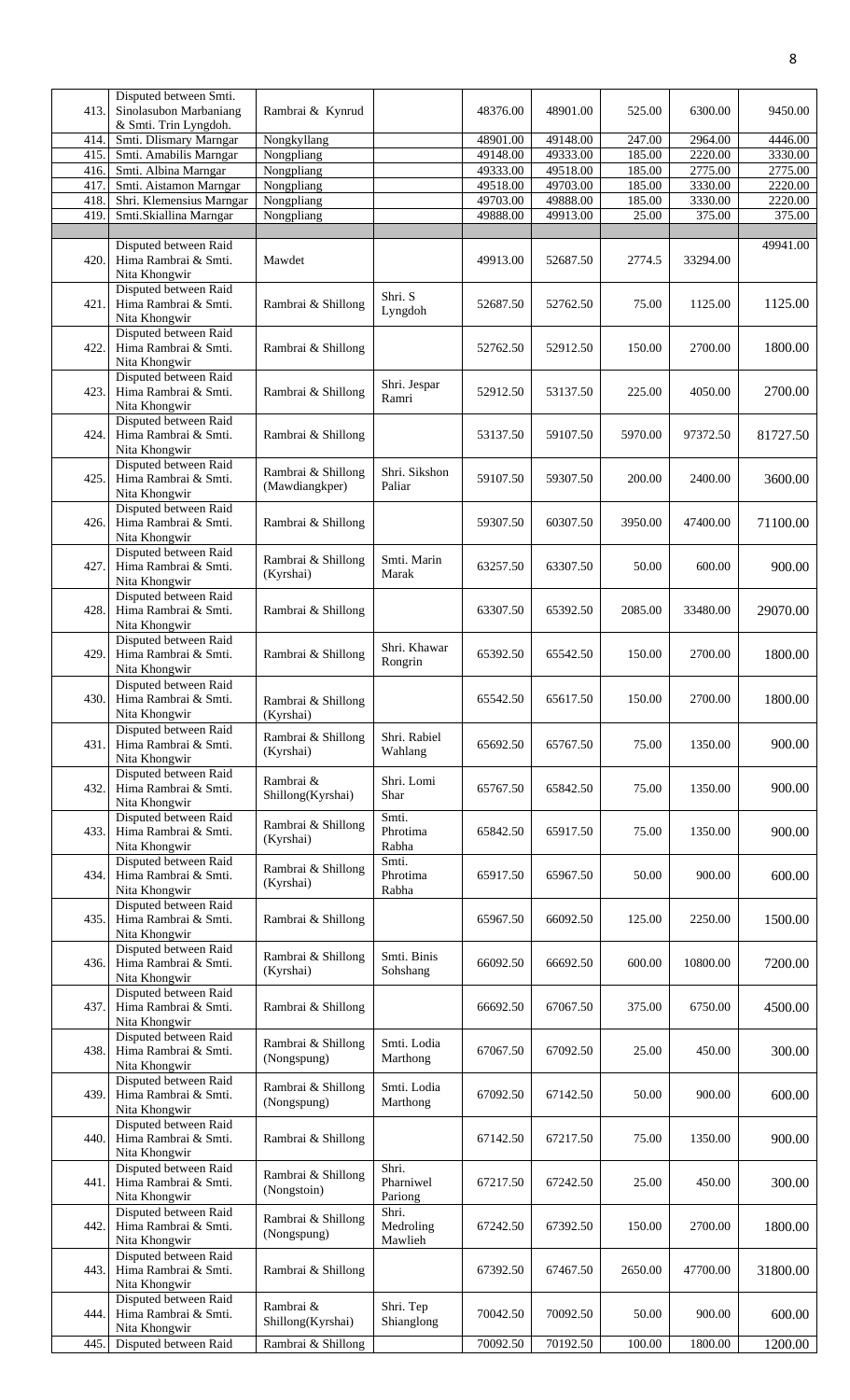| | | | | | | | | |
|---|---|---|---|---|---|---|---|---|
| 413. | Disputed between Smti. Sinolasubon Marbaniang & Smti. Trin Lyngdoh. | Rambrai & Kynrud | | 48376.00 | 48901.00 | 525.00 | 6300.00 | 9450.00 |
| 414. | Smti. Dlismary Marngar | Nongkyllang | | 48901.00 | 49148.00 | 247.00 | 2964.00 | 4446.00 |
| 415. | Smti. Amabilis Marngar | Nongpliang | | 49148.00 | 49333.00 | 185.00 | 2220.00 | 3330.00 |
| 416. | Smti. Albina Marngar | Nongpliang | | 49333.00 | 49518.00 | 185.00 | 2775.00 | 2775.00 |
| 417. | Smti. Aistamon Marngar | Nongpliang | | 49518.00 | 49703.00 | 185.00 | 3330.00 | 2220.00 |
| 418. | Shri. Klemensius Marngar | Nongpliang | | 49703.00 | 49888.00 | 185.00 | 3330.00 | 2220.00 |
| 419. | Smti.Skiallina Marngar | Nongpliang | | 49888.00 | 49913.00 | 25.00 | 375.00 | 375.00 |
| | | | | | | | | |
| 420. | Disputed between Raid Hima Rambrai & Smti. Nita Khongwir | Mawdet | | 49913.00 | 52687.50 | 2774.5 | 33294.00 | 49941.00 |
| 421. | Disputed between Raid Hima Rambrai & Smti. Nita Khongwir | Rambrai & Shillong | Shri. S Lyngdoh | 52687.50 | 52762.50 | 75.00 | 1125.00 | 1125.00 |
| 422. | Disputed between Raid Hima Rambrai & Smti. Nita Khongwir | Rambrai & Shillong | | 52762.50 | 52912.50 | 150.00 | 2700.00 | 1800.00 |
| 423. | Disputed between Raid Hima Rambrai & Smti. Nita Khongwir | Rambrai & Shillong | Shri. Jespar Ramri | 52912.50 | 53137.50 | 225.00 | 4050.00 | 2700.00 |
| 424. | Disputed between Raid Hima Rambrai & Smti. Nita Khongwir | Rambrai & Shillong | | 53137.50 | 59107.50 | 5970.00 | 97372.50 | 81727.50 |
| 425. | Disputed between Raid Hima Rambrai & Smti. Nita Khongwir | Rambrai & Shillong (Mawdiangkper) | Shri. Sikshon Paliar | 59107.50 | 59307.50 | 200.00 | 2400.00 | 3600.00 |
| 426. | Disputed between Raid Hima Rambrai & Smti. Nita Khongwir | Rambrai & Shillong | | 59307.50 | 60307.50 | 3950.00 | 47400.00 | 71100.00 |
| 427. | Disputed between Raid Hima Rambrai & Smti. Nita Khongwir | Rambrai & Shillong (Kyrshai) | Smti. Marin Marak | 63257.50 | 63307.50 | 50.00 | 600.00 | 900.00 |
| 428. | Disputed between Raid Hima Rambrai & Smti. Nita Khongwir | Rambrai & Shillong | | 63307.50 | 65392.50 | 2085.00 | 33480.00 | 29070.00 |
| 429. | Disputed between Raid Hima Rambrai & Smti. Nita Khongwir | Rambrai & Shillong | Shri. Khawar Rongrin | 65392.50 | 65542.50 | 150.00 | 2700.00 | 1800.00 |
| 430. | Disputed between Raid Hima Rambrai & Smti. Nita Khongwir | Rambrai & Shillong (Kyrshai) | | 65542.50 | 65617.50 | 150.00 | 2700.00 | 1800.00 |
| 431. | Disputed between Raid Hima Rambrai & Smti. Nita Khongwir | Rambrai & Shillong (Kyrshai) | Shri. Rabiel Wahlang | 65692.50 | 65767.50 | 75.00 | 1350.00 | 900.00 |
| 432. | Disputed between Raid Hima Rambrai & Smti. Nita Khongwir | Rambrai & Shillong(Kyrshai) | Shri. Lomi Shar | 65767.50 | 65842.50 | 75.00 | 1350.00 | 900.00 |
| 433. | Disputed between Raid Hima Rambrai & Smti. Nita Khongwir | Rambrai & Shillong (Kyrshai) | Smti. Phrotima Rabha | 65842.50 | 65917.50 | 75.00 | 1350.00 | 900.00 |
| 434. | Disputed between Raid Hima Rambrai & Smti. Nita Khongwir | Rambrai & Shillong (Kyrshai) | Smti. Phrotima Rabha | 65917.50 | 65967.50 | 50.00 | 900.00 | 600.00 |
| 435. | Disputed between Raid Hima Rambrai & Smti. Nita Khongwir | Rambrai & Shillong | | 65967.50 | 66092.50 | 125.00 | 2250.00 | 1500.00 |
| 436. | Disputed between Raid Hima Rambrai & Smti. Nita Khongwir | Rambrai & Shillong (Kyrshai) | Smti. Binis Sohshang | 66092.50 | 66692.50 | 600.00 | 10800.00 | 7200.00 |
| 437. | Disputed between Raid Hima Rambrai & Smti. Nita Khongwir | Rambrai & Shillong | | 66692.50 | 67067.50 | 375.00 | 6750.00 | 4500.00 |
| 438. | Disputed between Raid Hima Rambrai & Smti. Nita Khongwir | Rambrai & Shillong (Nongspung) | Smti. Lodia Marthong | 67067.50 | 67092.50 | 25.00 | 450.00 | 300.00 |
| 439. | Disputed between Raid Hima Rambrai & Smti. Nita Khongwir | Rambrai & Shillong (Nongspung) | Smti. Lodia Marthong | 67092.50 | 67142.50 | 50.00 | 900.00 | 600.00 |
| 440. | Disputed between Raid Hima Rambrai & Smti. Nita Khongwir | Rambrai & Shillong | | 67142.50 | 67217.50 | 75.00 | 1350.00 | 900.00 |
| 441. | Disputed between Raid Hima Rambrai & Smti. Nita Khongwir | Rambrai & Shillong (Nongstoin) | Shri. Pharniwel Pariong | 67217.50 | 67242.50 | 25.00 | 450.00 | 300.00 |
| 442. | Disputed between Raid Hima Rambrai & Smti. Nita Khongwir | Rambrai & Shillong (Nongspung) | Shri. Medroling Mawlieh | 67242.50 | 67392.50 | 150.00 | 2700.00 | 1800.00 |
| 443. | Disputed between Raid Hima Rambrai & Smti. Nita Khongwir | Rambrai & Shillong | | 67392.50 | 67467.50 | 2650.00 | 47700.00 | 31800.00 |
| 444. | Disputed between Raid Hima Rambrai & Smti. Nita Khongwir | Rambrai & Shillong(Kyrshai) | Shri. Tep Shianglong | 70042.50 | 70092.50 | 50.00 | 900.00 | 600.00 |
| 445. | Disputed between Raid | Rambrai & Shillong | | 70092.50 | 70192.50 | 100.00 | 1800.00 | 1200.00 |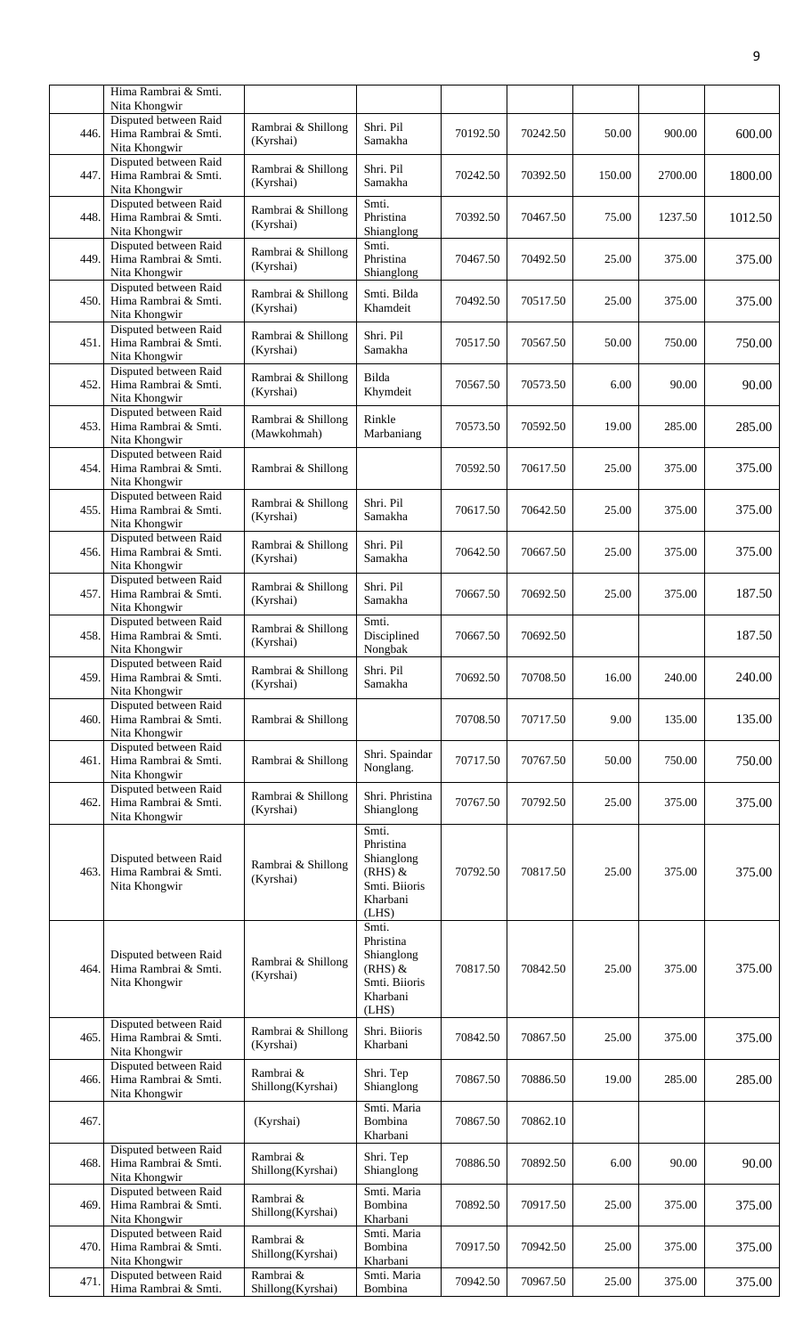| | | | | | | | | |
|---|---|---|---|---|---|---|---|---|
| | Hima Rambrai & Smti. Nita Khongwir | | | | | | | |
| 446. | Disputed between Raid Hima Rambrai & Smti. Nita Khongwir | Rambrai & Shillong (Kyrshai) | Shri. Pil Samakha | 70192.50 | 70242.50 | 50.00 | 900.00 | 600.00 |
| 447. | Disputed between Raid Hima Rambrai & Smti. Nita Khongwir | Rambrai & Shillong (Kyrshai) | Shri. Pil Samakha | 70242.50 | 70392.50 | 150.00 | 2700.00 | 1800.00 |
| 448. | Disputed between Raid Hima Rambrai & Smti. Nita Khongwir | Rambrai & Shillong (Kyrshai) | Smti. Phristina Shianglong | 70392.50 | 70467.50 | 75.00 | 1237.50 | 1012.50 |
| 449. | Disputed between Raid Hima Rambrai & Smti. Nita Khongwir | Rambrai & Shillong (Kyrshai) | Smti. Phristina Shianglong | 70467.50 | 70492.50 | 25.00 | 375.00 | 375.00 |
| 450. | Disputed between Raid Hima Rambrai & Smti. Nita Khongwir | Rambrai & Shillong (Kyrshai) | Smti. Bilda Khamdeit | 70492.50 | 70517.50 | 25.00 | 375.00 | 375.00 |
| 451. | Disputed between Raid Hima Rambrai & Smti. Nita Khongwir | Rambrai & Shillong (Kyrshai) | Shri. Pil Samakha | 70517.50 | 70567.50 | 50.00 | 750.00 | 750.00 |
| 452. | Disputed between Raid Hima Rambrai & Smti. Nita Khongwir | Rambrai & Shillong (Kyrshai) | Bilda Khymdeit | 70567.50 | 70573.50 | 6.00 | 90.00 | 90.00 |
| 453. | Disputed between Raid Hima Rambrai & Smti. Nita Khongwir | Rambrai & Shillong (Mawkohmah) | Rinkle Marbaniang | 70573.50 | 70592.50 | 19.00 | 285.00 | 285.00 |
| 454. | Disputed between Raid Hima Rambrai & Smti. Nita Khongwir | Rambrai & Shillong | | 70592.50 | 70617.50 | 25.00 | 375.00 | 375.00 |
| 455. | Disputed between Raid Hima Rambrai & Smti. Nita Khongwir | Rambrai & Shillong (Kyrshai) | Shri. Pil Samakha | 70617.50 | 70642.50 | 25.00 | 375.00 | 375.00 |
| 456. | Disputed between Raid Hima Rambrai & Smti. Nita Khongwir | Rambrai & Shillong (Kyrshai) | Shri. Pil Samakha | 70642.50 | 70667.50 | 25.00 | 375.00 | 375.00 |
| 457. | Disputed between Raid Hima Rambrai & Smti. Nita Khongwir | Rambrai & Shillong (Kyrshai) | Shri. Pil Samakha | 70667.50 | 70692.50 | 25.00 | 375.00 | 187.50 |
| 458. | Disputed between Raid Hima Rambrai & Smti. Nita Khongwir | Rambrai & Shillong (Kyrshai) | Smti. Disciplined Nongbak | 70667.50 | 70692.50 | | | 187.50 |
| 459. | Disputed between Raid Hima Rambrai & Smti. Nita Khongwir | Rambrai & Shillong (Kyrshai) | Shri. Pil Samakha | 70692.50 | 70708.50 | 16.00 | 240.00 | 240.00 |
| 460. | Disputed between Raid Hima Rambrai & Smti. Nita Khongwir | Rambrai & Shillong | | 70708.50 | 70717.50 | 9.00 | 135.00 | 135.00 |
| 461. | Disputed between Raid Hima Rambrai & Smti. Nita Khongwir | Rambrai & Shillong | Shri. Spaindar Nonglang. | 70717.50 | 70767.50 | 50.00 | 750.00 | 750.00 |
| 462. | Disputed between Raid Hima Rambrai & Smti. Nita Khongwir | Rambrai & Shillong (Kyrshai) | Shri. Phristina Shianglong | 70767.50 | 70792.50 | 25.00 | 375.00 | 375.00 |
| 463. | Disputed between Raid Hima Rambrai & Smti. Nita Khongwir | Rambrai & Shillong (Kyrshai) | Smti. Phristina Shianglong (RHS) & Smti. Biioris Kharbani (LHS) | 70792.50 | 70817.50 | 25.00 | 375.00 | 375.00 |
| 464. | Disputed between Raid Hima Rambrai & Smti. Nita Khongwir | Rambrai & Shillong (Kyrshai) | Smti. Phristina Shianglong (RHS) & Smti. Biioris Kharbani (LHS) | 70817.50 | 70842.50 | 25.00 | 375.00 | 375.00 |
| 465. | Disputed between Raid Hima Rambrai & Smti. Nita Khongwir | Rambrai & Shillong (Kyrshai) | Shri. Biioris Kharbani | 70842.50 | 70867.50 | 25.00 | 375.00 | 375.00 |
| 466. | Disputed between Raid Hima Rambrai & Smti. Nita Khongwir | Rambrai & Shillong(Kyrshai) | Shri. Tep Shianglong | 70867.50 | 70886.50 | 19.00 | 285.00 | 285.00 |
| 467. | | (Kyrshai) | Smti. Maria Bombina Kharbani | 70867.50 | 70862.10 | | | |
| 468. | Disputed between Raid Hima Rambrai & Smti. Nita Khongwir | Rambrai & Shillong(Kyrshai) | Shri. Tep Shianglong | 70886.50 | 70892.50 | 6.00 | 90.00 | 90.00 |
| 469. | Disputed between Raid Hima Rambrai & Smti. Nita Khongwir | Rambrai & Shillong(Kyrshai) | Smti. Maria Bombina Kharbani | 70892.50 | 70917.50 | 25.00 | 375.00 | 375.00 |
| 470. | Disputed between Raid Hima Rambrai & Smti. Nita Khongwir | Rambrai & Shillong(Kyrshai) | Smti. Maria Bombina Kharbani | 70917.50 | 70942.50 | 25.00 | 375.00 | 375.00 |
| 471. | Disputed between Raid Hima Rambrai & Smti. | Rambrai & Shillong(Kyrshai) | Smti. Maria Bombina | 70942.50 | 70967.50 | 25.00 | 375.00 | 375.00 |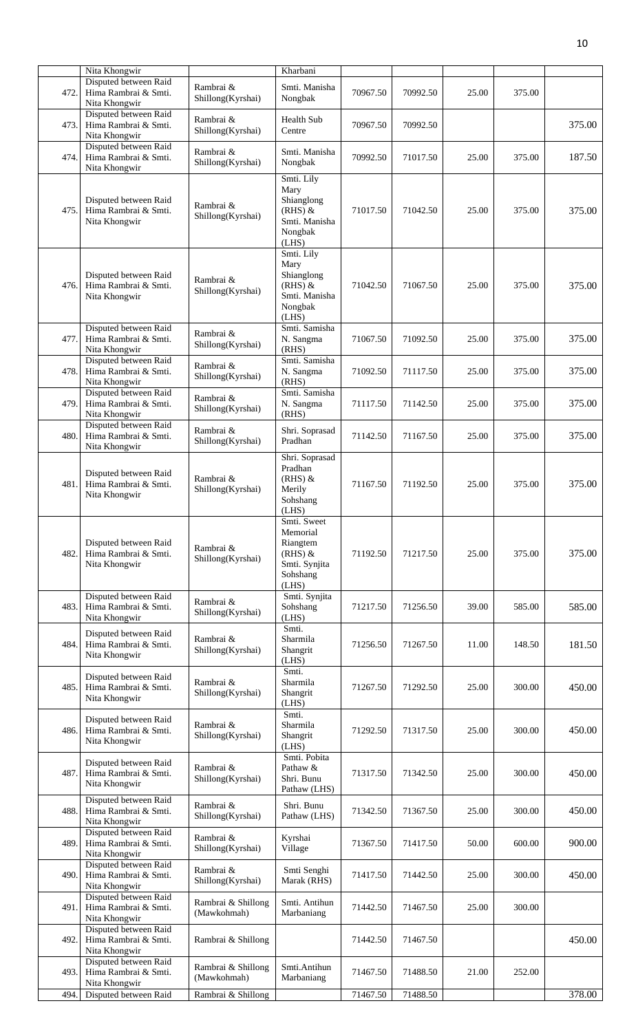| | | | | | | | | |
|---|---|---|---|---|---|---|---|---|
| | Nita Khongwir | | Kharbani | | | | | |
| 472. | Disputed between Raid Hima Rambrai & Smti. Nita Khongwir | Rambrai & Shillong(Kyrshai) | Smti. Manisha Nongbak | 70967.50 | 70992.50 | 25.00 | 375.00 | |
| 473. | Disputed between Raid Hima Rambrai & Smti. Nita Khongwir | Rambrai & Shillong(Kyrshai) | Health Sub Centre | 70967.50 | 70992.50 | | | 375.00 |
| 474. | Disputed between Raid Hima Rambrai & Smti. Nita Khongwir | Rambrai & Shillong(Kyrshai) | Smti. Manisha Nongbak | 70992.50 | 71017.50 | 25.00 | 375.00 | 187.50 |
| 475. | Disputed between Raid Hima Rambrai & Smti. Nita Khongwir | Rambrai & Shillong(Kyrshai) | Smti. Lily Mary Shianglong (RHS) & Smti. Manisha Nongbak (LHS) | 71017.50 | 71042.50 | 25.00 | 375.00 | 375.00 |
| 476. | Disputed between Raid Hima Rambrai & Smti. Nita Khongwir | Rambrai & Shillong(Kyrshai) | Smti. Lily Mary Shianglong (RHS) & Smti. Manisha Nongbak (LHS) | 71042.50 | 71067.50 | 25.00 | 375.00 | 375.00 |
| 477. | Disputed between Raid Hima Rambrai & Smti. Nita Khongwir | Rambrai & Shillong(Kyrshai) | Smti. Samisha N. Sangma (RHS) | 71067.50 | 71092.50 | 25.00 | 375.00 | 375.00 |
| 478. | Disputed between Raid Hima Rambrai & Smti. Nita Khongwir | Rambrai & Shillong(Kyrshai) | Smti. Samisha N. Sangma (RHS) | 71092.50 | 71117.50 | 25.00 | 375.00 | 375.00 |
| 479. | Disputed between Raid Hima Rambrai & Smti. Nita Khongwir | Rambrai & Shillong(Kyrshai) | Smti. Samisha N. Sangma (RHS) | 71117.50 | 71142.50 | 25.00 | 375.00 | 375.00 |
| 480. | Disputed between Raid Hima Rambrai & Smti. Nita Khongwir | Rambrai & Shillong(Kyrshai) | Shri. Soprasad Pradhan | 71142.50 | 71167.50 | 25.00 | 375.00 | 375.00 |
| 481. | Disputed between Raid Hima Rambrai & Smti. Nita Khongwir | Rambrai & Shillong(Kyrshai) | Shri. Soprasad Pradhan (RHS) & Merily Sohshang (LHS) | 71167.50 | 71192.50 | 25.00 | 375.00 | 375.00 |
| 482. | Disputed between Raid Hima Rambrai & Smti. Nita Khongwir | Rambrai & Shillong(Kyrshai) | Smti. Sweet Memorial Riangtem (RHS) & Smti. Synjita Sohshang (LHS) | 71192.50 | 71217.50 | 25.00 | 375.00 | 375.00 |
| 483. | Disputed between Raid Hima Rambrai & Smti. Nita Khongwir | Rambrai & Shillong(Kyrshai) | Smti. Synjita Sohshang (LHS) | 71217.50 | 71256.50 | 39.00 | 585.00 | 585.00 |
| 484. | Disputed between Raid Hima Rambrai & Smti. Nita Khongwir | Rambrai & Shillong(Kyrshai) | Smti. Sharmila Shangrit (LHS) | 71256.50 | 71267.50 | 11.00 | 148.50 | 181.50 |
| 485. | Disputed between Raid Hima Rambrai & Smti. Nita Khongwir | Rambrai & Shillong(Kyrshai) | Smti. Sharmila Shangrit (LHS) | 71267.50 | 71292.50 | 25.00 | 300.00 | 450.00 |
| 486. | Disputed between Raid Hima Rambrai & Smti. Nita Khongwir | Rambrai & Shillong(Kyrshai) | Smti. Sharmila Shangrit (LHS) | 71292.50 | 71317.50 | 25.00 | 300.00 | 450.00 |
| 487. | Disputed between Raid Hima Rambrai & Smti. Nita Khongwir | Rambrai & Shillong(Kyrshai) | Smti. Pobita Pathaw & Shri. Bunu Pathaw (LHS) | 71317.50 | 71342.50 | 25.00 | 300.00 | 450.00 |
| 488. | Disputed between Raid Hima Rambrai & Smti. Nita Khongwir | Rambrai & Shillong(Kyrshai) | Shri. Bunu Pathaw (LHS) | 71342.50 | 71367.50 | 25.00 | 300.00 | 450.00 |
| 489. | Disputed between Raid Hima Rambrai & Smti. Nita Khongwir | Rambrai & Shillong(Kyrshai) | Kyrshai Village | 71367.50 | 71417.50 | 50.00 | 600.00 | 900.00 |
| 490. | Disputed between Raid Hima Rambrai & Smti. Nita Khongwir | Rambrai & Shillong(Kyrshai) | Smti Senghi Marak (RHS) | 71417.50 | 71442.50 | 25.00 | 300.00 | 450.00 |
| 491. | Disputed between Raid Hima Rambrai & Smti. Nita Khongwir | Rambrai & Shillong (Mawkohmah) | Smti. Antihun Marbaniang | 71442.50 | 71467.50 | 25.00 | 300.00 | |
| 492. | Disputed between Raid Hima Rambrai & Smti. Nita Khongwir | Rambrai & Shillong | | 71442.50 | 71467.50 | | | 450.00 |
| 493. | Disputed between Raid Hima Rambrai & Smti. Nita Khongwir | Rambrai & Shillong (Mawkohmah) | Smti.Antihun Marbaniang | 71467.50 | 71488.50 | 21.00 | 252.00 | |
| 494. | Disputed between Raid | Rambrai & Shillong | | 71467.50 | 71488.50 | | | 378.00 |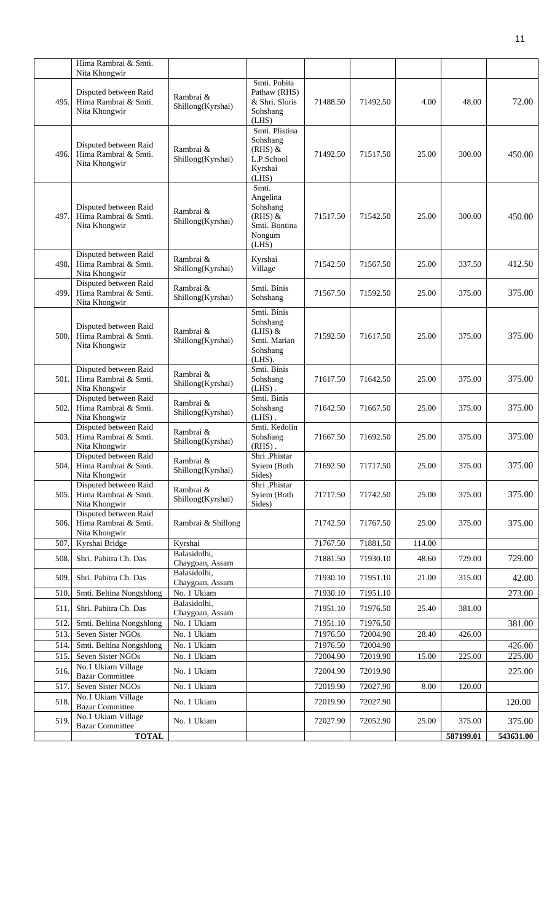| | | | | | | | |
|---|---|---|---|---|---|---|---|
| | Hima Rambrai & Smti. Nita Khongwir | | | | | | |
| 495. | Disputed between Raid Hima Rambrai & Smti. Nita Khongwir | Rambrai & Shillong(Kyrshai) | Smti. Pobita Pathaw (RHS) & Shri. Sloris Sohshang (LHS) | 71488.50 | 71492.50 | 4.00 | 48.00 | 72.00 |
| 496. | Disputed between Raid Hima Rambrai & Smti. Nita Khongwir | Rambrai & Shillong(Kyrshai) | Smti. Plistina Sohshang (RHS) & L.P.School Kyrshai (LHS) | 71492.50 | 71517.50 | 25.00 | 300.00 | 450.00 |
| 497. | Disputed between Raid Hima Rambrai & Smti. Nita Khongwir | Rambrai & Shillong(Kyrshai) | Smti. Angelina Sohshang (RHS) & Smti. Bontina Nongum (LHS) | 71517.50 | 71542.50 | 25.00 | 300.00 | 450.00 |
| 498. | Disputed between Raid Hima Rambrai & Smti. Nita Khongwir | Rambrai & Shillong(Kyrshai) | Kyrshai Village | 71542.50 | 71567.50 | 25.00 | 337.50 | 412.50 |
| 499. | Disputed between Raid Hima Rambrai & Smti. Nita Khongwir | Rambrai & Shillong(Kyrshai) | Smti. Binis Sohshang | 71567.50 | 71592.50 | 25.00 | 375.00 | 375.00 |
| 500. | Disputed between Raid Hima Rambrai & Smti. Nita Khongwir | Rambrai & Shillong(Kyrshai) | Smti. Binis Sohshang (LHS) & Smti. Marian Sohshang (LHS). | 71592.50 | 71617.50 | 25.00 | 375.00 | 375.00 |
| 501. | Disputed between Raid Hima Rambrai & Smti. Nita Khongwir | Rambrai & Shillong(Kyrshai) | Smti. Binis Sohshang (LHS) . | 71617.50 | 71642.50 | 25.00 | 375.00 | 375.00 |
| 502. | Disputed between Raid Hima Rambrai & Smti. Nita Khongwir | Rambrai & Shillong(Kyrshai) | Smti. Binis Sohshang (LHS) . | 71642.50 | 71667.50 | 25.00 | 375.00 | 375.00 |
| 503. | Disputed between Raid Hima Rambrai & Smti. Nita Khongwir | Rambrai & Shillong(Kyrshai) | Smti. Kedolin Sohshang (RHS) . | 71667.50 | 71692.50 | 25.00 | 375.00 | 375.00 |
| 504. | Disputed between Raid Hima Rambrai & Smti. Nita Khongwir | Rambrai & Shillong(Kyrshai) | Shri .Phistar Syiem (Both Sides) | 71692.50 | 71717.50 | 25.00 | 375.00 | 375.00 |
| 505. | Disputed between Raid Hima Rambrai & Smti. Nita Khongwir | Rambrai & Shillong(Kyrshai) | Shri .Phistar Syiem (Both Sides) | 71717.50 | 71742.50 | 25.00 | 375.00 | 375.00 |
| 506. | Disputed between Raid Hima Rambrai & Smti. Nita Khongwir | Rambrai & Shillong | | 71742.50 | 71767.50 | 25.00 | 375.00 | 375.00 |
| 507. | Kyrshai Bridge | Kyrshai | | 71767.50 | 71881.50 | 114.00 | | |
| 508. | Shri. Pabitra Ch. Das | Balasidolhi, Chaygoan, Assam | | 71881.50 | 71930.10 | 48.60 | 729.00 | 729.00 |
| 509. | Shri. Pabitra Ch. Das | Balasidolhi, Chaygoan, Assam | | 71930.10 | 71951.10 | 21.00 | 315.00 | 42.00 |
| 510. | Smti. Beltina Nongshlong | No. 1 Ukiam | | 71930.10 | 71951.10 | | | 273.00 |
| 511. | Shri. Pabitra Ch. Das | Balasidolhi, Chaygoan, Assam | | 71951.10 | 71976.50 | 25.40 | 381.00 | |
| 512. | Smti. Beltina Nongshlong | No. 1 Ukiam | | 71951.10 | 71976.50 | | | 381.00 |
| 513. | Seven Sister NGOs | No. 1 Ukiam | | 71976.50 | 72004.90 | 28.40 | 426.00 | |
| 514. | Smti. Beltina Nongshlong | No. 1 Ukiam | | 71976.50 | 72004.90 | | | 426.00 |
| 515. | Seven Sister NGOs | No. 1 Ukiam | | 72004.90 | 72019.90 | 15.00 | 225.00 | 225.00 |
| 516. | No.1 Ukiam Village Bazar Committee | No. 1 Ukiam | | 72004.90 | 72019.90 | | | 225.00 |
| 517. | Seven Sister NGOs | No. 1 Ukiam | | 72019.90 | 72027.90 | 8.00 | 120.00 | |
| 518. | No.1 Ukiam Village Bazar Committee | No. 1 Ukiam | | 72019.90 | 72027.90 | | | 120.00 |
| 519. | No.1 Ukiam Village Bazar Committee | No. 1 Ukiam | | 72027.90 | 72052.90 | 25.00 | 375.00 | 375.00 |
| | **TOTAL** | | | | | | **587199.01** | **543631.00** |